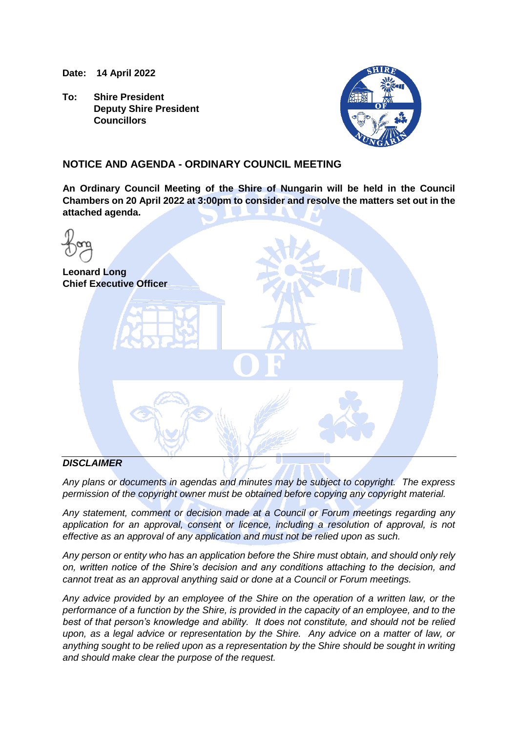**Date:** **14 April 2022**

**To:** **Shire President**
**Deputy Shire President**
**Councillors**

## NOTICE AND AGENDA - ORDINARY COUNCIL MEETING

**An Ordinary Council Meeting of the Shire of Nungarin will be held in the Council Chambers on 20 April 2022 at 3:00pm to consider and resolve the matters set out in the attached agenda.**

**Leonard Long**
**Chief Executive Officer**

***DISCLAIMER***

*Any plans or documents in agendas and minutes may be subject to copyright. The express permission of the copyright owner must be obtained before copying any copyright material.*

*Any statement, comment or decision made at a Council or Forum meetings regarding any application for an approval, consent or licence, including a resolution of approval, is not effective as an approval of any application and must not be relied upon as such.*

*Any person or entity who has an application before the Shire must obtain, and should only rely on, written notice of the Shire's decision and any conditions attaching to the decision, and cannot treat as an approval anything said or done at a Council or Forum meetings.*

*Any advice provided by an employee of the Shire on the operation of a written law, or the performance of a function by the Shire, is provided in the capacity of an employee, and to the best of that person's knowledge and ability. It does not constitute, and should not be relied upon, as a legal advice or representation by the Shire. Any advice on a matter of law, or anything sought to be relied upon as a representation by the Shire should be sought in writing and should make clear the purpose of the request.*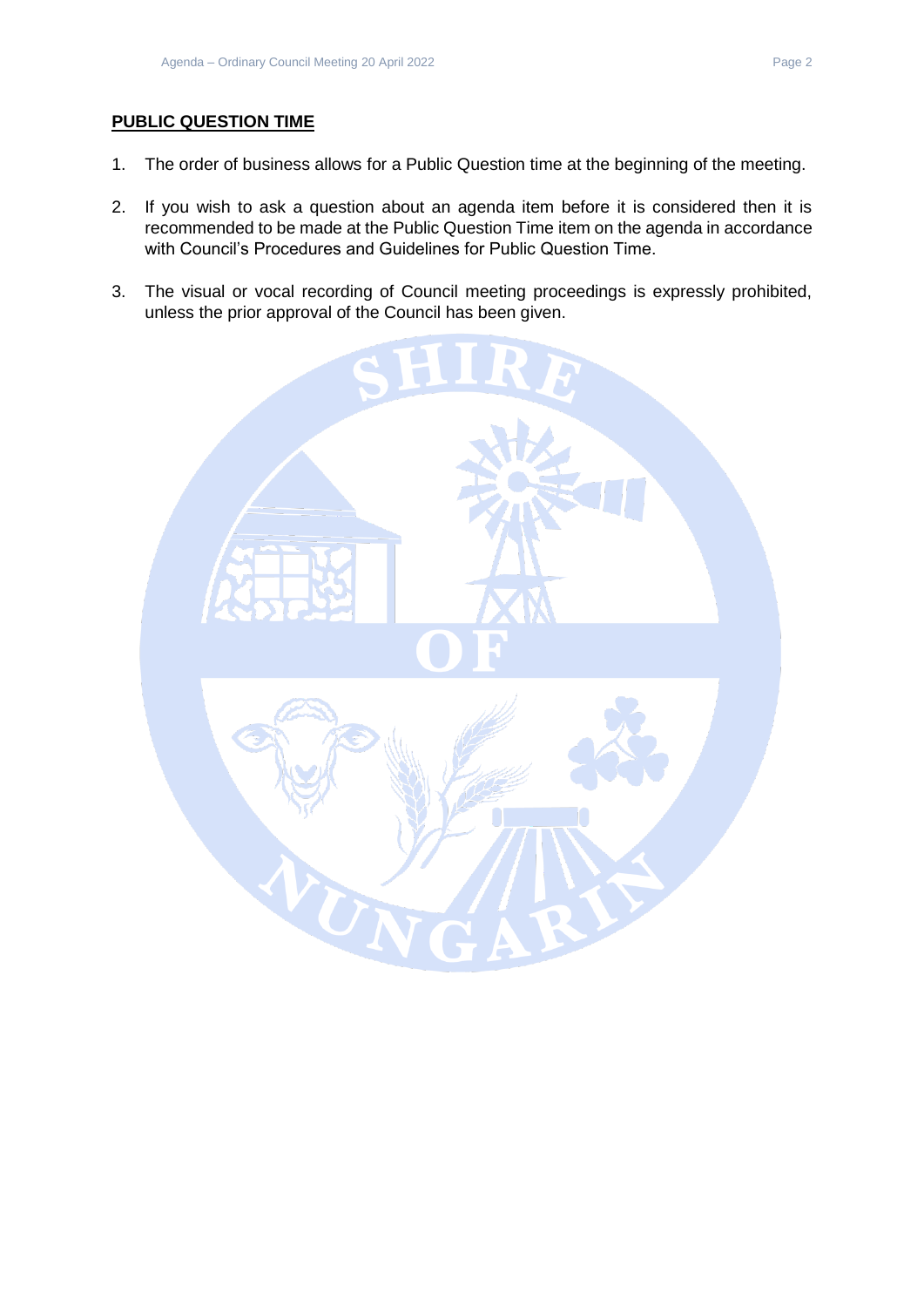## PUBLIC QUESTION TIME

1. The order of business allows for a Public Question time at the beginning of the meeting.

2. If you wish to ask a question about an agenda item before it is considered then it is recommended to be made at the Public Question Time item on the agenda in accordance with Council's Procedures and Guidelines for Public Question Time.

3. The visual or vocal recording of Council meeting proceedings is expressly prohibited, unless the prior approval of the Council has been given.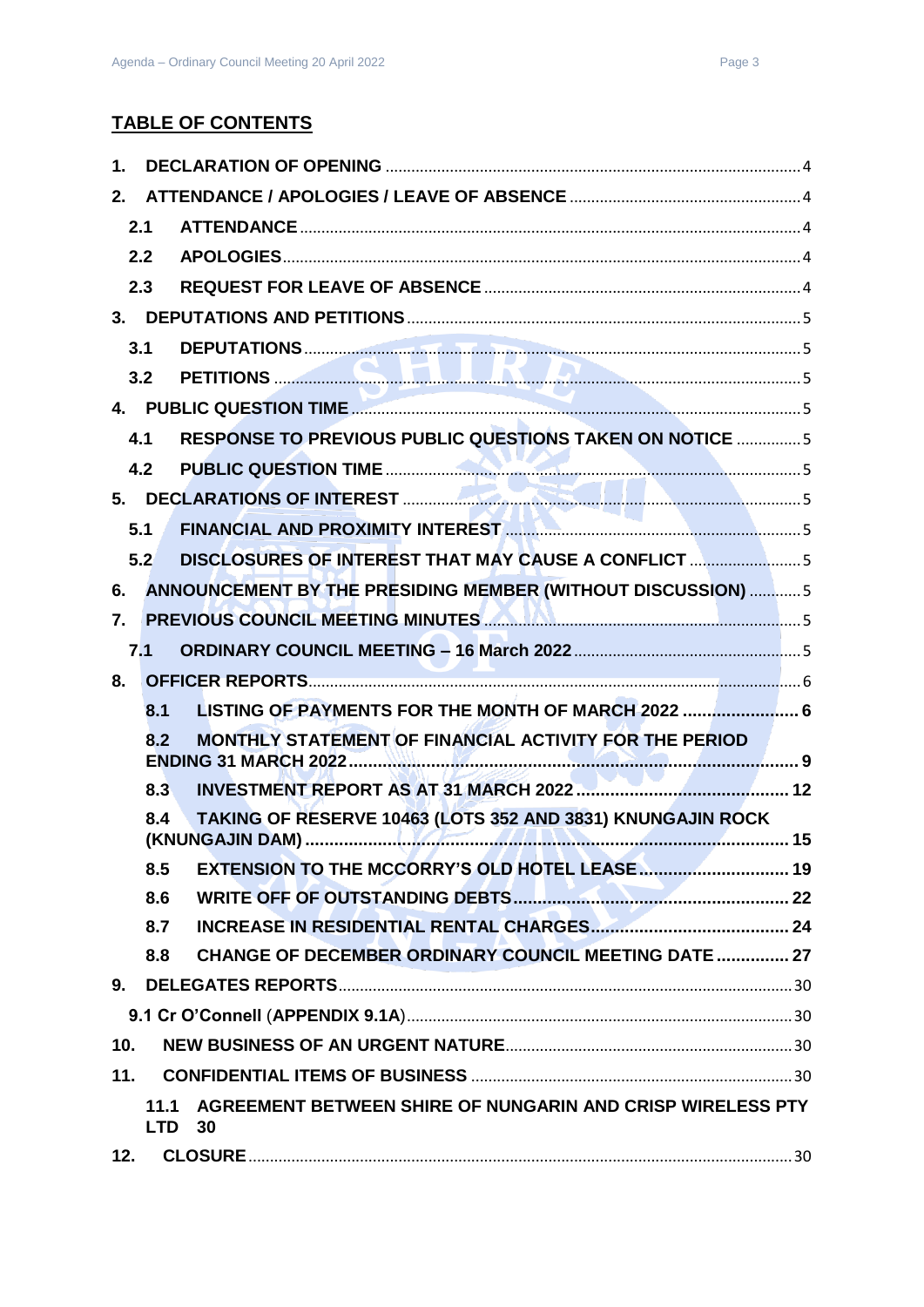## TABLE OF CONTENTS

1. DECLARATION OF OPENING ... 4
2. ATTENDANCE / APOLOGIES / LEAVE OF ABSENCE ... 4
   - 2.1 ATTENDANCE ... 4
   - 2.2 APOLOGIES ... 4
   - 2.3 REQUEST FOR LEAVE OF ABSENCE ... 4
3. DEPUTATIONS AND PETITIONS ... 5
   - 3.1 DEPUTATIONS ... 5
   - 3.2 PETITIONS ... 5
4. PUBLIC QUESTION TIME ... 5
   - 4.1 RESPONSE TO PREVIOUS PUBLIC QUESTIONS TAKEN ON NOTICE ... 5
   - 4.2 PUBLIC QUESTION TIME ... 5
5. DECLARATIONS OF INTEREST ... 5
   - 5.1 FINANCIAL AND PROXIMITY INTEREST ... 5
   - 5.2 DISCLOSURES OF INTEREST THAT MAY CAUSE A CONFLICT ... 5
6. ANNOUNCEMENT BY THE PRESIDING MEMBER (WITHOUT DISCUSSION) ... 5
7. PREVIOUS COUNCIL MEETING MINUTES ... 5
   - 7.1 ORDINARY COUNCIL MEETING – 16 March 2022 ... 5
8. OFFICER REPORTS ... 6
   - 8.1 LISTING OF PAYMENTS FOR THE MONTH OF MARCH 2022 ... 6
   - 8.2 MONTHLY STATEMENT OF FINANCIAL ACTIVITY FOR THE PERIOD ENDING 31 MARCH 2022 ... 9
   - 8.3 INVESTMENT REPORT AS AT 31 MARCH 2022 ... 12
   - 8.4 TAKING OF RESERVE 10463 (LOTS 352 AND 3831) KNUNGAJIN ROCK (KNUNGAJIN DAM) ... 15
   - 8.5 EXTENSION TO THE MCCORRY'S OLD HOTEL LEASE ... 19
   - 8.6 WRITE OFF OF OUTSTANDING DEBTS ... 22
   - 8.7 INCREASE IN RESIDENTIAL RENTAL CHARGES ... 24
   - 8.8 CHANGE OF DECEMBER ORDINARY COUNCIL MEETING DATE ... 27
9. DELEGATES REPORTS ... 30
   - 9.1 Cr O'Connell (APPENDIX 9.1A) ... 30
10. NEW BUSINESS OF AN URGENT NATURE ... 30
11. CONFIDENTIAL ITEMS OF BUSINESS ... 30
    - 11.1 AGREEMENT BETWEEN SHIRE OF NUNGARIN AND CRISP WIRELESS PTY LTD 30
12. CLOSURE ... 30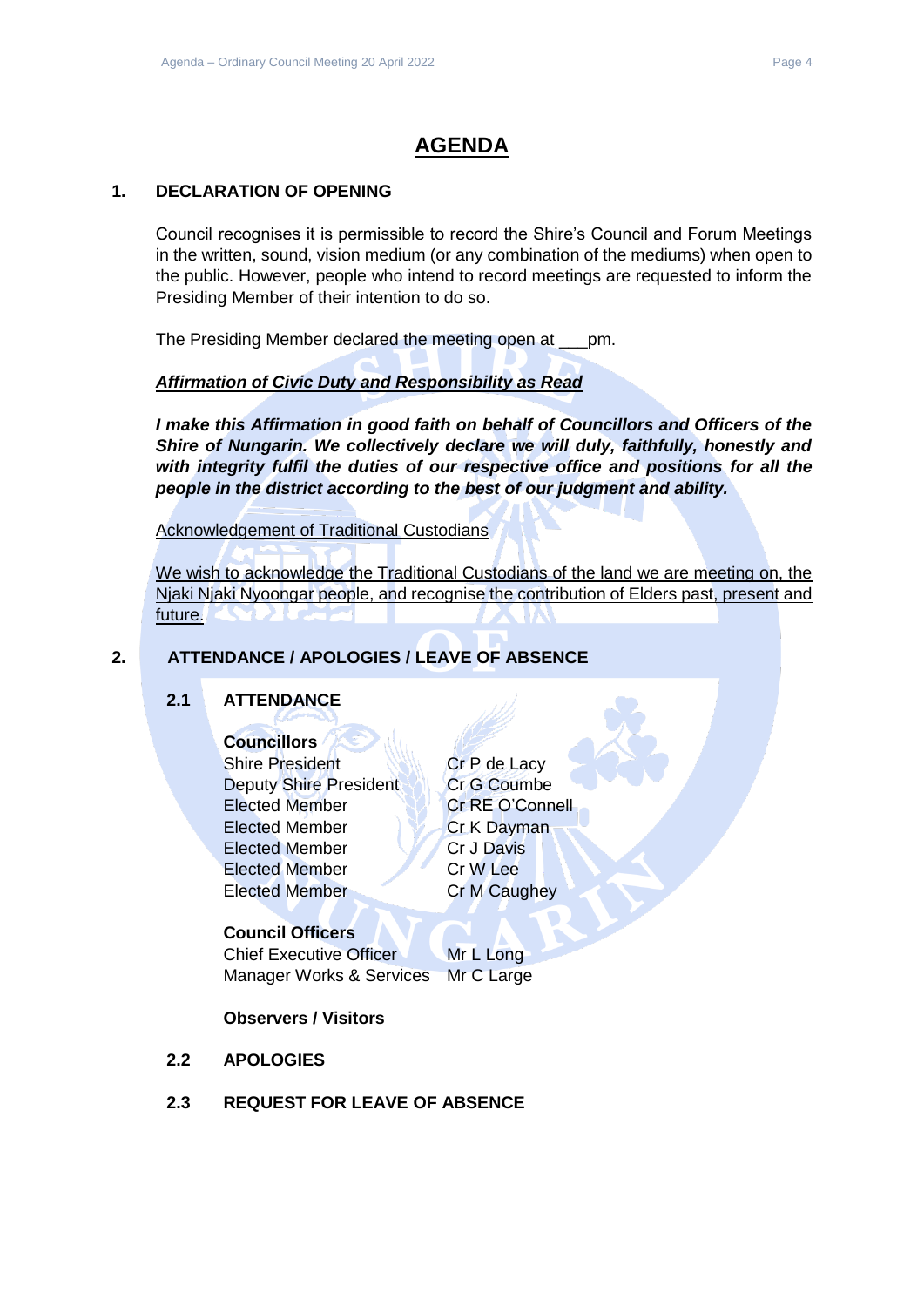# AGENDA

## 1. DECLARATION OF OPENING

Council recognises it is permissible to record the Shire's Council and Forum Meetings in the written, sound, vision medium (or any combination of the mediums) when open to the public. However, people who intend to record meetings are requested to inform the Presiding Member of their intention to do so.

The Presiding Member declared the meeting open at ___pm.

***Affirmation of Civic Duty and Responsibility as Read***

***I make this Affirmation in good faith on behalf of Councillors and Officers of the Shire of Nungarin. We collectively declare we will duly, faithfully, honestly and with integrity fulfil the duties of our respective office and positions for all the people in the district according to the best of our judgment and ability.***

Acknowledgement of Traditional Custodians

We wish to acknowledge the Traditional Custodians of the land we are meeting on, the Njaki Njaki Nyoongar people, and recognise the contribution of Elders past, present and future.

## 2. ATTENDANCE / APOLOGIES / LEAVE OF ABSENCE

### 2.1 ATTENDANCE

**Councillors**

| | |
|---|---|
| Shire President | Cr P de Lacy |
| Deputy Shire President | Cr G Coumbe |
| Elected Member | Cr RE O'Connell |
| Elected Member | Cr K Dayman |
| Elected Member | Cr J Davis |
| Elected Member | Cr W Lee |
| Elected Member | Cr M Caughey |

**Council Officers**

| | |
|---|---|
| Chief Executive Officer | Mr L Long |
| Manager Works & Services | Mr C Large |

**Observers / Visitors**

### 2.2 APOLOGIES

### 2.3 REQUEST FOR LEAVE OF ABSENCE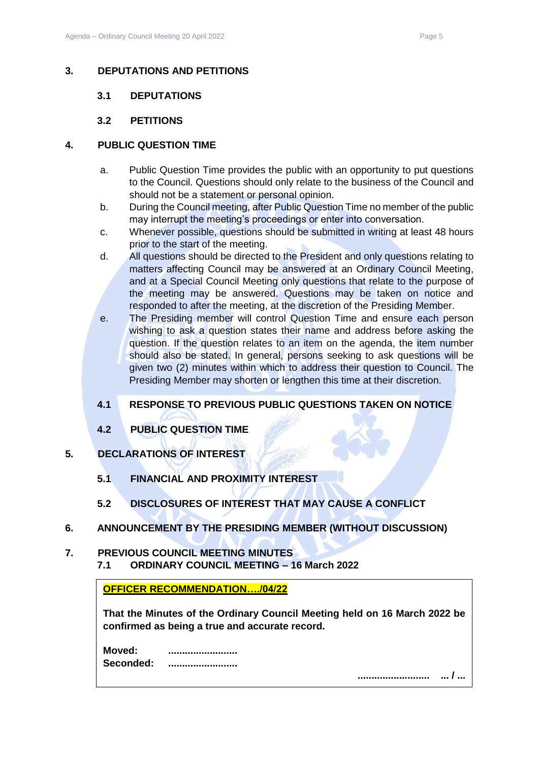## 3. DEPUTATIONS AND PETITIONS

### 3.1 DEPUTATIONS

### 3.2 PETITIONS

## 4. PUBLIC QUESTION TIME

a. Public Question Time provides the public with an opportunity to put questions to the Council. Questions should only relate to the business of the Council and should not be a statement or personal opinion.

b. During the Council meeting, after Public Question Time no member of the public may interrupt the meeting's proceedings or enter into conversation.

c. Whenever possible, questions should be submitted in writing at least 48 hours prior to the start of the meeting.

d. All questions should be directed to the President and only questions relating to matters affecting Council may be answered at an Ordinary Council Meeting, and at a Special Council Meeting only questions that relate to the purpose of the meeting may be answered. Questions may be taken on notice and responded to after the meeting, at the discretion of the Presiding Member.

e. The Presiding member will control Question Time and ensure each person wishing to ask a question states their name and address before asking the question. If the question relates to an item on the agenda, the item number should also be stated. In general, persons seeking to ask questions will be given two (2) minutes within which to address their question to Council. The Presiding Member may shorten or lengthen this time at their discretion.

### 4.1 RESPONSE TO PREVIOUS PUBLIC QUESTIONS TAKEN ON NOTICE

### 4.2 PUBLIC QUESTION TIME

## 5. DECLARATIONS OF INTEREST

### 5.1 FINANCIAL AND PROXIMITY INTEREST

### 5.2 DISCLOSURES OF INTEREST THAT MAY CAUSE A CONFLICT

## 6. ANNOUNCEMENT BY THE PRESIDING MEMBER (WITHOUT DISCUSSION)

## 7. PREVIOUS COUNCIL MEETING MINUTES

### 7.1 ORDINARY COUNCIL MEETING – 16 March 2022

**OFFICER RECOMMENDATION…./04/22**

**That the Minutes of the Ordinary Council Meeting held on 16 March 2022 be confirmed as being a true and accurate record.**

**Moved:** .........................
**Seconded:** .........................

......................... ... / ...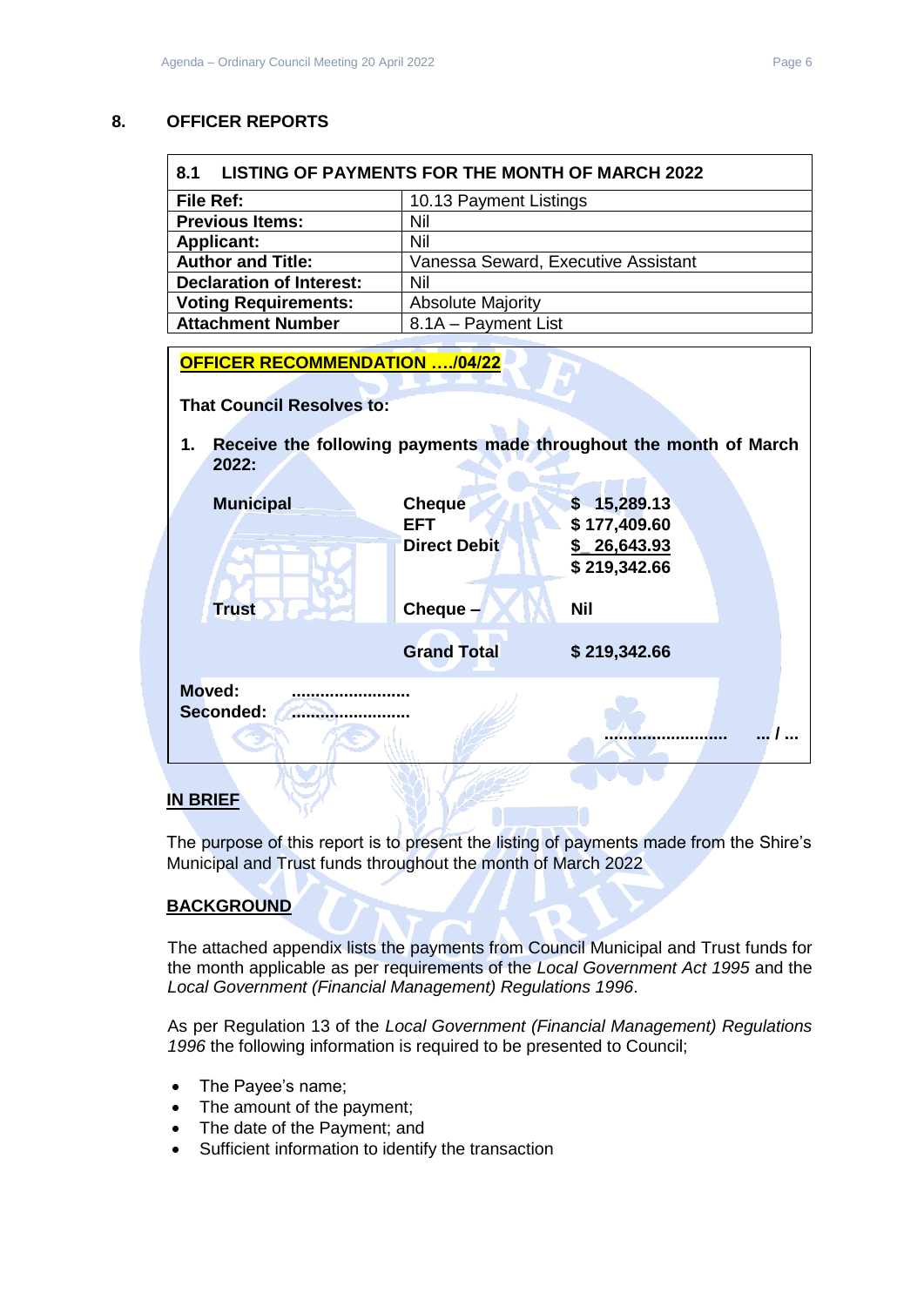## 8. OFFICER REPORTS

| 8.1 LISTING OF PAYMENTS FOR THE MONTH OF MARCH 2022 | |
|---|---|
| **File Ref:** | 10.13 Payment Listings |
| **Previous Items:** | Nil |
| **Applicant:** | Nil |
| **Author and Title:** | Vanessa Seward, Executive Assistant |
| **Declaration of Interest:** | Nil |
| **Voting Requirements:** | Absolute Majority |
| **Attachment Number** | 8.1A – Payment List |

**OFFICER RECOMMENDATION …./04/22**

**That Council Resolves to:**

1. **Receive the following payments made throughout the month of March 2022:**

| | | |
|---|---|---|
| **Municipal** | **Cheque** | **$ 15,289.13** |
| | **EFT** | **$ 177,409.60** |
| | **Direct Debit** | **$ 26,643.93** |
| | | **$ 219,342.66** |
| **Trust** | **Cheque –** | **Nil** |
| | **Grand Total** | **$ 219,342.66** |

**Moved:** ………………………
**Seconded:** ………………………

……………………… … / …

**IN BRIEF**

The purpose of this report is to present the listing of payments made from the Shire's Municipal and Trust funds throughout the month of March 2022

**BACKGROUND**

The attached appendix lists the payments from Council Municipal and Trust funds for the month applicable as per requirements of the *Local Government Act 1995* and the *Local Government (Financial Management) Regulations 1996*.

As per Regulation 13 of the *Local Government (Financial Management) Regulations 1996* the following information is required to be presented to Council;

- The Payee's name;
- The amount of the payment;
- The date of the Payment; and
- Sufficient information to identify the transaction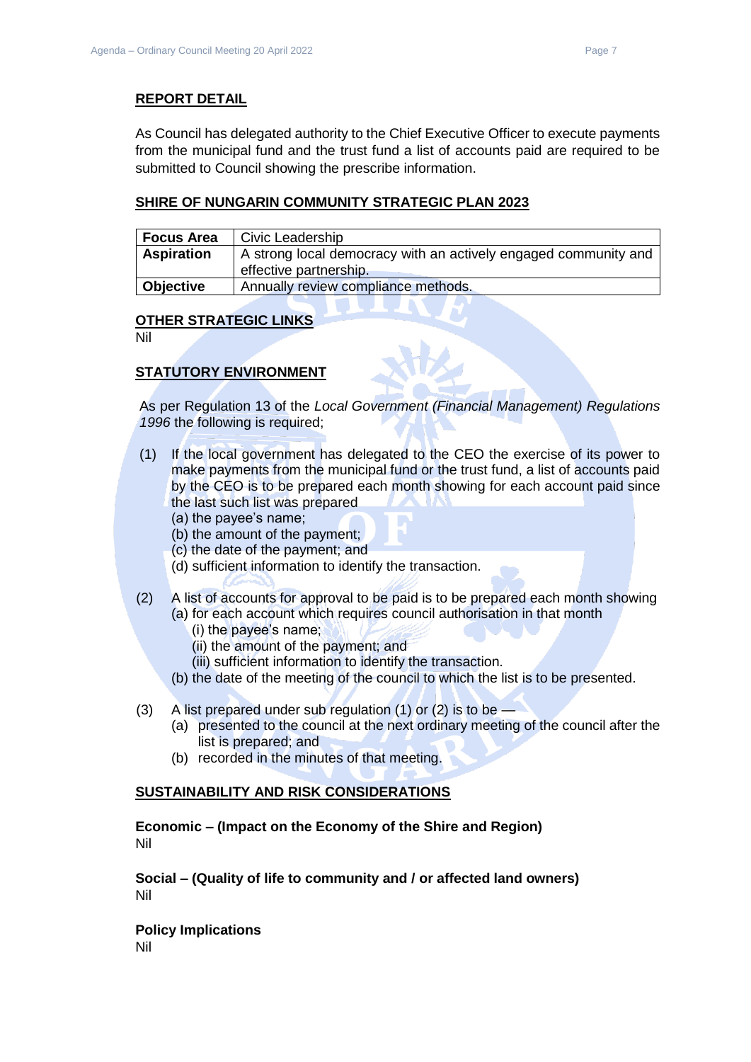## REPORT DETAIL

As Council has delegated authority to the Chief Executive Officer to execute payments from the municipal fund and the trust fund a list of accounts paid are required to be submitted to Council showing the prescribe information.

## SHIRE OF NUNGARIN COMMUNITY STRATEGIC PLAN 2023

| **Focus Area** | Civic Leadership |
|---|---|
| **Aspiration** | A strong local democracy with an actively engaged community and effective partnership. |
| **Objective** | Annually review compliance methods. |

## OTHER STRATEGIC LINKS

Nil

## STATUTORY ENVIRONMENT

As per Regulation 13 of the *Local Government (Financial Management) Regulations 1996* the following is required;

(1) If the local government has delegated to the CEO the exercise of its power to make payments from the municipal fund or the trust fund, a list of accounts paid by the CEO is to be prepared each month showing for each account paid since the last such list was prepared
  (a) the payee's name;
  (b) the amount of the payment;
  (c) the date of the payment; and
  (d) sufficient information to identify the transaction.

(2) A list of accounts for approval to be paid is to be prepared each month showing
  (a) for each account which requires council authorisation in that month
    (i) the payee's name;
    (ii) the amount of the payment; and
    (iii) sufficient information to identify the transaction.
  (b) the date of the meeting of the council to which the list is to be presented.

(3) A list prepared under sub regulation (1) or (2) is to be —
  (a) presented to the council at the next ordinary meeting of the council after the list is prepared; and
  (b) recorded in the minutes of that meeting.

## SUSTAINABILITY AND RISK CONSIDERATIONS

**Economic – (Impact on the Economy of the Shire and Region)**
Nil

**Social – (Quality of life to community and / or affected land owners)**
Nil

**Policy Implications**
Nil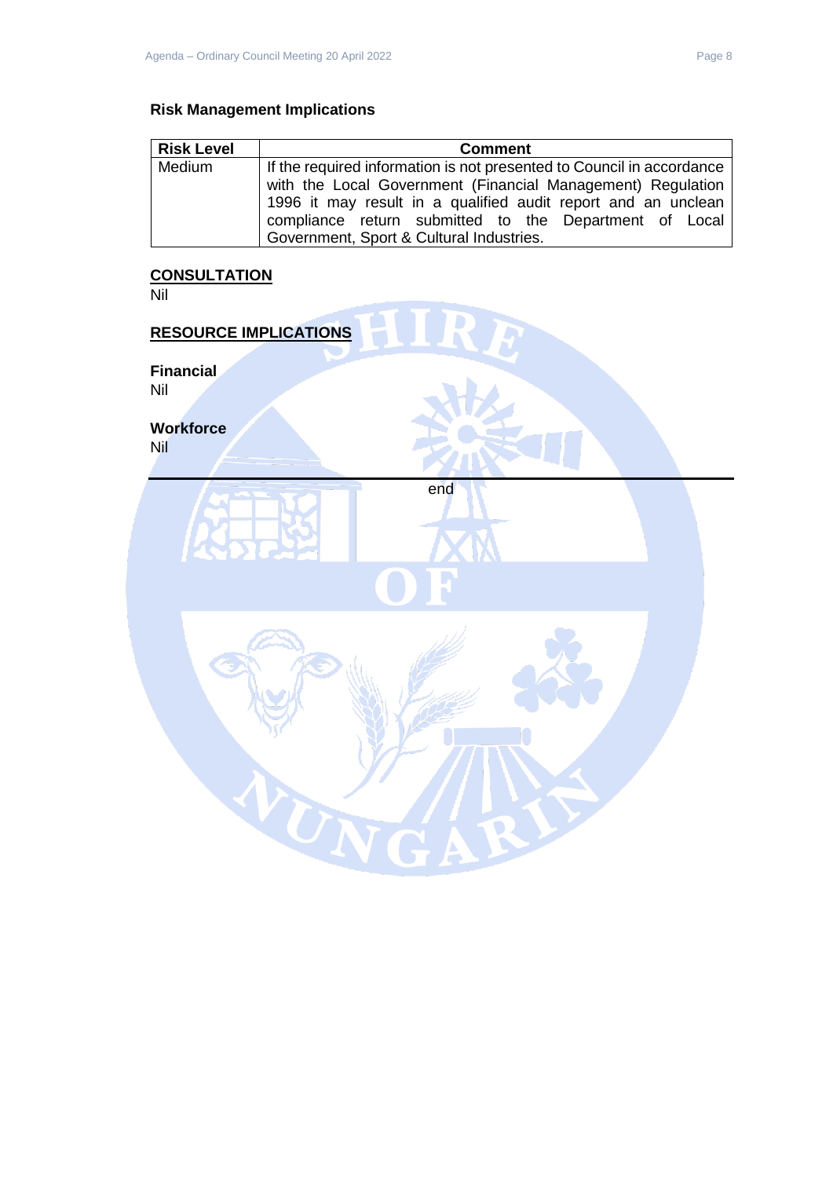### Risk Management Implications

| Risk Level | Comment |
|---|---|
| Medium | If the required information is not presented to Council in accordance with the Local Government (Financial Management) Regulation 1996 it may result in a qualified audit report and an unclean compliance return submitted to the Department of Local Government, Sport & Cultural Industries. |

## CONSULTATION

Nil

## RESOURCE IMPLICATIONS

**Financial**

Nil

**Workforce**

Nil

---

end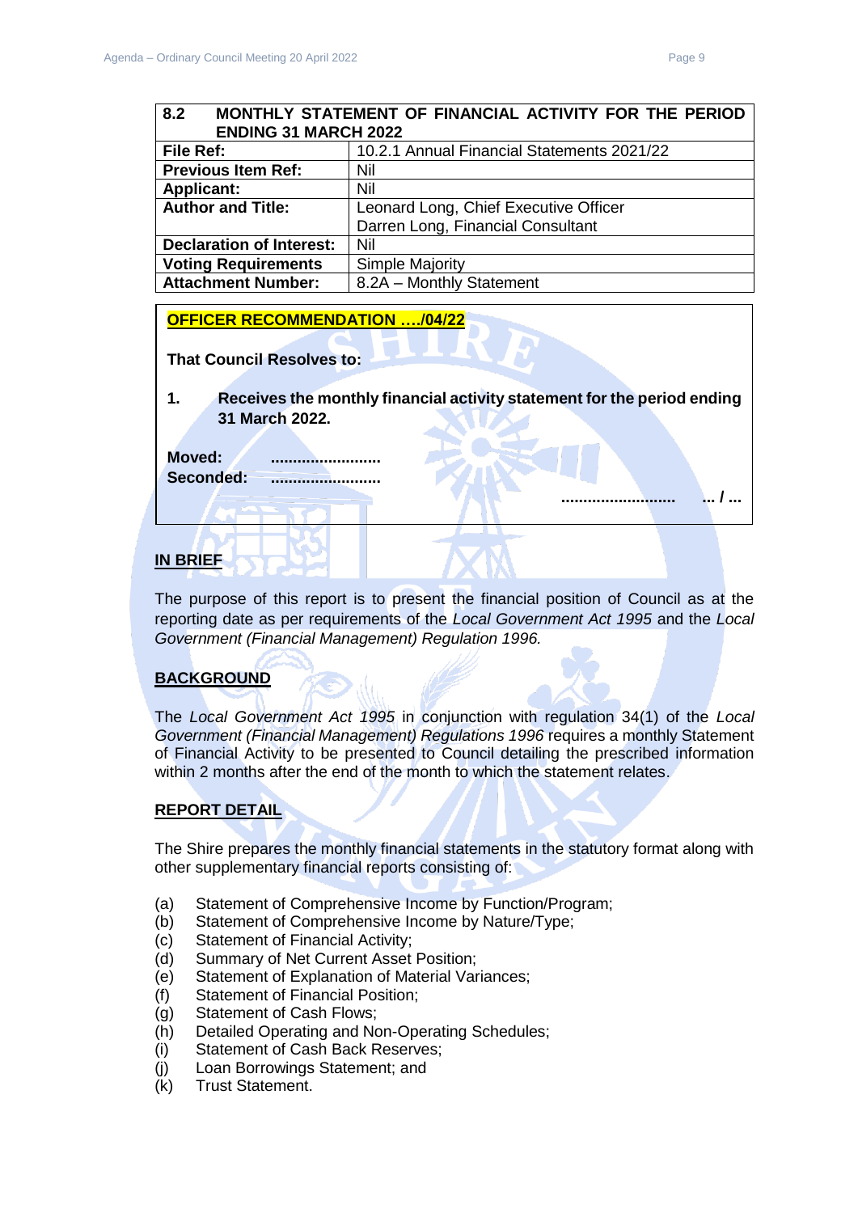| 8.2 MONTHLY STATEMENT OF FINANCIAL ACTIVITY FOR THE PERIOD ENDING 31 MARCH 2022 | |
|---|---|
| **File Ref:** | 10.2.1 Annual Financial Statements 2021/22 |
| **Previous Item Ref:** | Nil |
| **Applicant:** | Nil |
| **Author and Title:** | Leonard Long, Chief Executive Officer<br>Darren Long, Financial Consultant |
| **Declaration of Interest:** | Nil |
| **Voting Requirements** | Simple Majority |
| **Attachment Number:** | 8.2A – Monthly Statement |

**OFFICER RECOMMENDATION …./04/22**

**That Council Resolves to:**

**1. Receives the monthly financial activity statement for the period ending 31 March 2022.**

**Moved: .........................**
**Seconded: .........................**

**......................... ... / ...**

## IN BRIEF

The purpose of this report is to present the financial position of Council as at the reporting date as per requirements of the *Local Government Act 1995* and the *Local Government (Financial Management) Regulation 1996.*

## BACKGROUND

The *Local Government Act 1995* in conjunction with regulation 34(1) of the *Local Government (Financial Management) Regulations 1996* requires a monthly Statement of Financial Activity to be presented to Council detailing the prescribed information within 2 months after the end of the month to which the statement relates.

## REPORT DETAIL

The Shire prepares the monthly financial statements in the statutory format along with other supplementary financial reports consisting of:

(a) Statement of Comprehensive Income by Function/Program;
(b) Statement of Comprehensive Income by Nature/Type;
(c) Statement of Financial Activity;
(d) Summary of Net Current Asset Position;
(e) Statement of Explanation of Material Variances;
(f) Statement of Financial Position;
(g) Statement of Cash Flows;
(h) Detailed Operating and Non-Operating Schedules;
(i) Statement of Cash Back Reserves;
(j) Loan Borrowings Statement; and
(k) Trust Statement.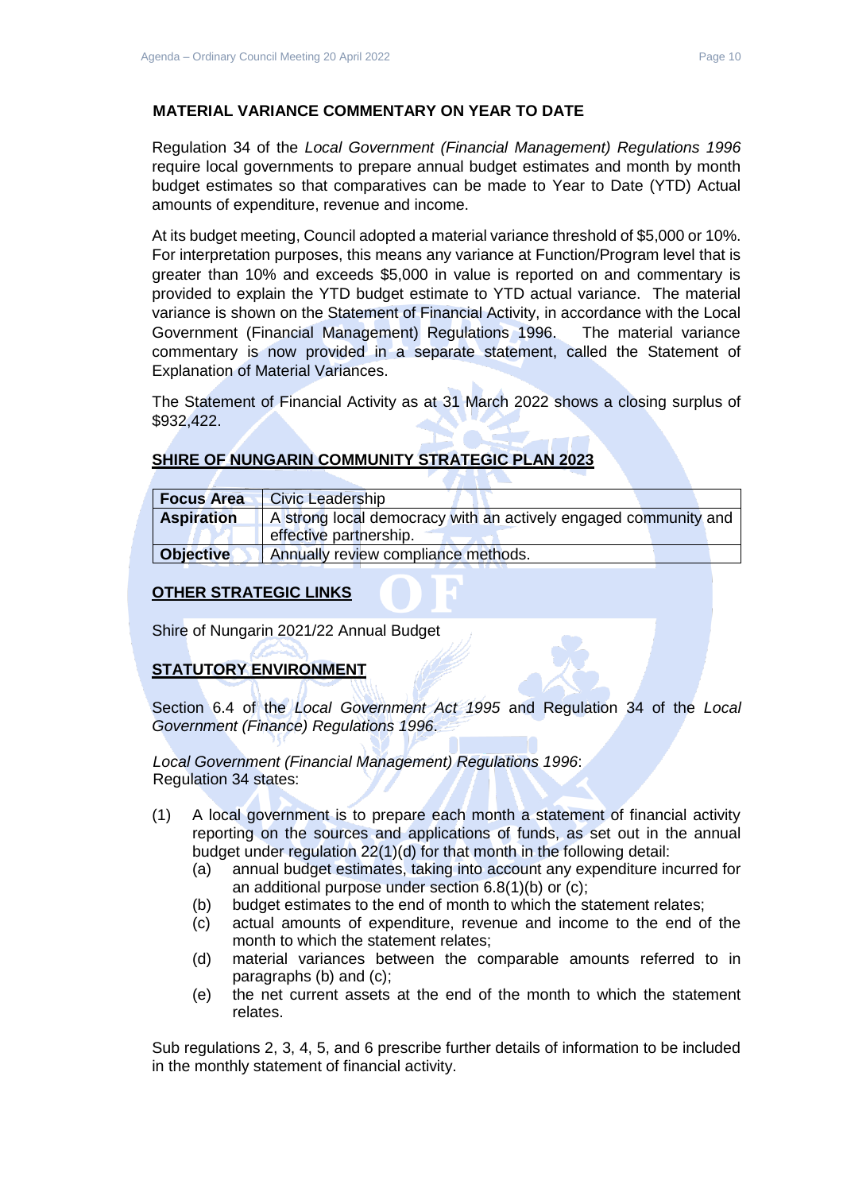**MATERIAL VARIANCE COMMENTARY ON YEAR TO DATE**

Regulation 34 of the *Local Government (Financial Management) Regulations 1996* require local governments to prepare annual budget estimates and month by month budget estimates so that comparatives can be made to Year to Date (YTD) Actual amounts of expenditure, revenue and income.

At its budget meeting, Council adopted a material variance threshold of $5,000 or 10%. For interpretation purposes, this means any variance at Function/Program level that is greater than 10% and exceeds $5,000 in value is reported on and commentary is provided to explain the YTD budget estimate to YTD actual variance. The material variance is shown on the Statement of Financial Activity, in accordance with the Local Government (Financial Management) Regulations 1996. The material variance commentary is now provided in a separate statement, called the Statement of Explanation of Material Variances.

The Statement of Financial Activity as at 31 March 2022 shows a closing surplus of $932,422.

**SHIRE OF NUNGARIN COMMUNITY STRATEGIC PLAN 2023**

| **Focus Area** | Civic Leadership |
|---|---|
| **Aspiration** | A strong local democracy with an actively engaged community and effective partnership. |
| **Objective** | Annually review compliance methods. |

**OTHER STRATEGIC LINKS**

Shire of Nungarin 2021/22 Annual Budget

**STATUTORY ENVIRONMENT**

Section 6.4 of the *Local Government Act 1995* and Regulation 34 of the *Local Government (Finance) Regulations 1996*.

*Local Government (Financial Management) Regulations 1996*:
Regulation 34 states:

(1) A local government is to prepare each month a statement of financial activity reporting on the sources and applications of funds, as set out in the annual budget under regulation 22(1)(d) for that month in the following detail:
   - (a) annual budget estimates, taking into account any expenditure incurred for an additional purpose under section 6.8(1)(b) or (c);
   - (b) budget estimates to the end of month to which the statement relates;
   - (c) actual amounts of expenditure, revenue and income to the end of the month to which the statement relates;
   - (d) material variances between the comparable amounts referred to in paragraphs (b) and (c);
   - (e) the net current assets at the end of the month to which the statement relates.

Sub regulations 2, 3, 4, 5, and 6 prescribe further details of information to be included in the monthly statement of financial activity.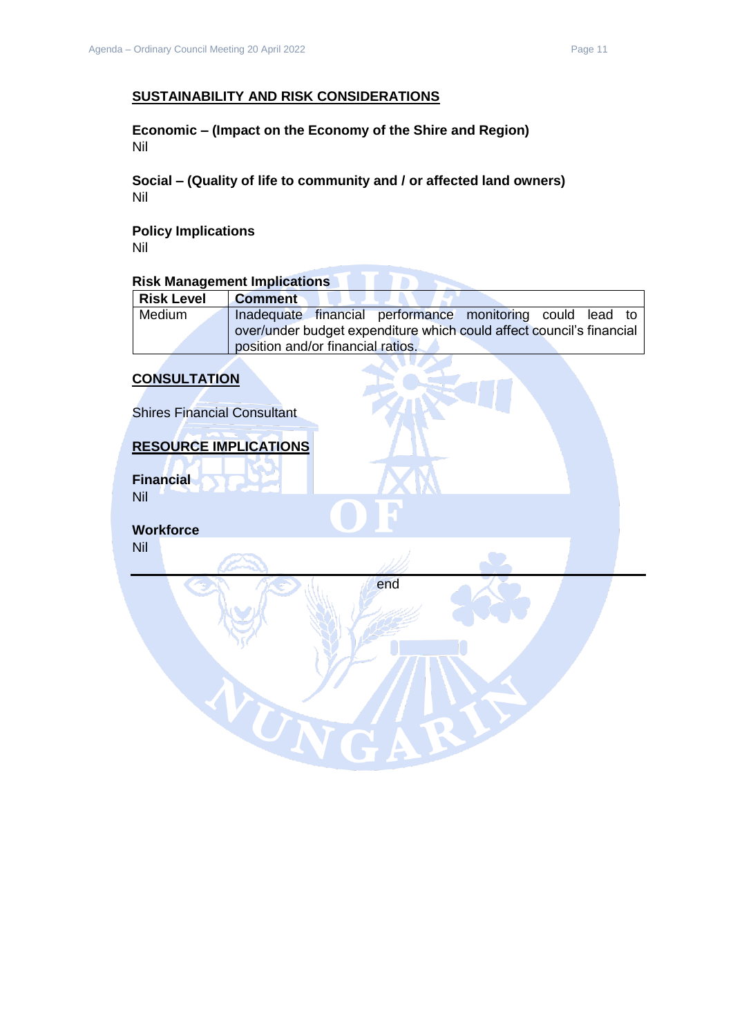## SUSTAINABILITY AND RISK CONSIDERATIONS

**Economic – (Impact on the Economy of the Shire and Region)**
Nil

**Social – (Quality of life to community and / or affected land owners)**
Nil

**Policy Implications**
Nil

**Risk Management Implications**

| Risk Level | Comment |
|---|---|
| Medium | Inadequate financial performance monitoring could lead to over/under budget expenditure which could affect council's financial position and/or financial ratios. |

## CONSULTATION

Shires Financial Consultant

## RESOURCE IMPLICATIONS

**Financial**
Nil

**Workforce**
Nil

---

end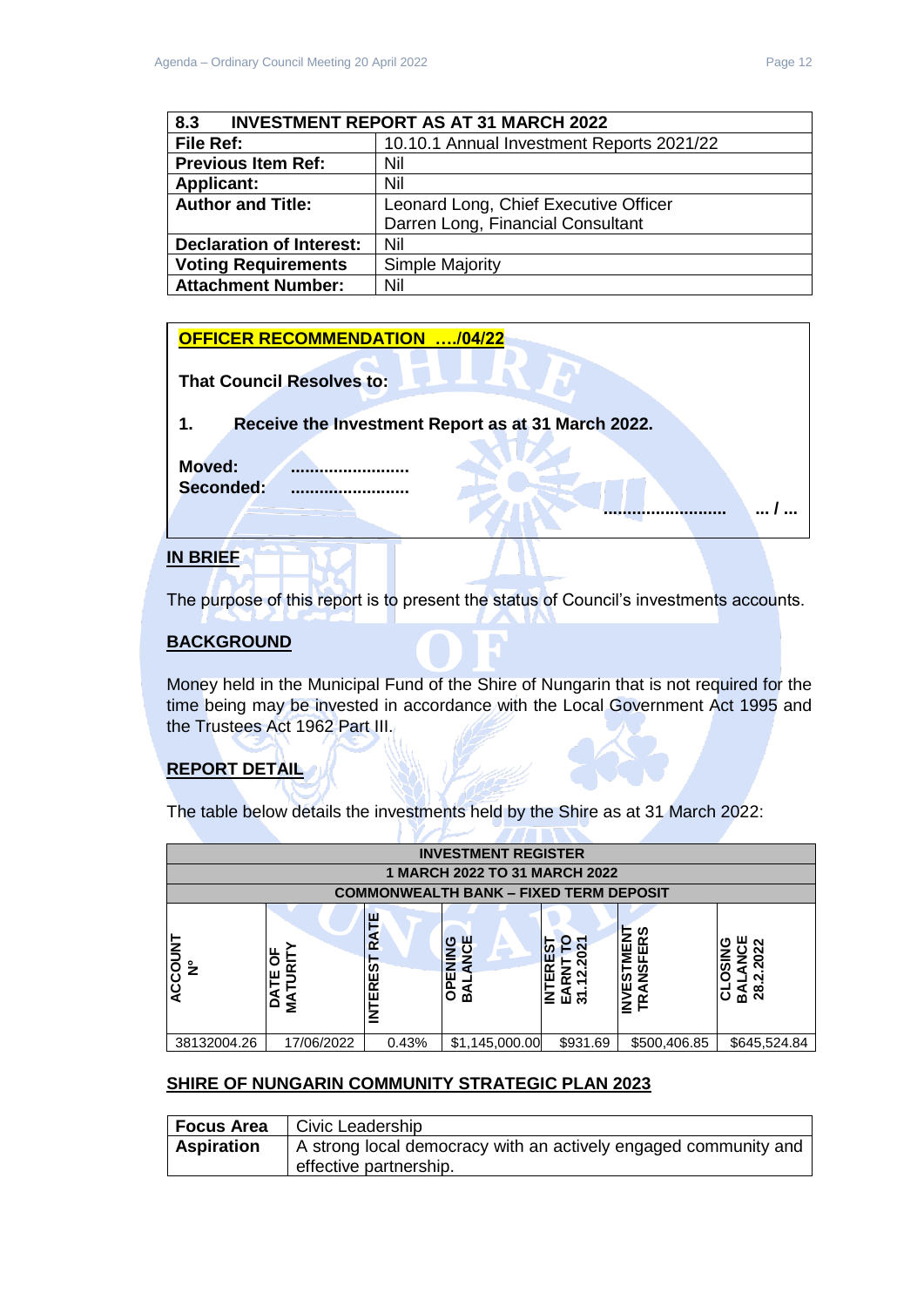| 8.3 INVESTMENT REPORT AS AT 31 MARCH 2022 | |
|---|---|
| **File Ref:** | 10.10.1 Annual Investment Reports 2021/22 |
| **Previous Item Ref:** | Nil |
| **Applicant:** | Nil |
| **Author and Title:** | Leonard Long, Chief Executive Officer<br>Darren Long, Financial Consultant |
| **Declaration of Interest:** | Nil |
| **Voting Requirements** | Simple Majority |
| **Attachment Number:** | Nil |

**OFFICER RECOMMENDATION …./04/22**

**That Council Resolves to:**

**1. Receive the Investment Report as at 31 March 2022.**

**Moved: ........................**
**Seconded: ........................**

**........................ ... / ...**

## IN BRIEF

The purpose of this report is to present the status of Council's investments accounts.

## BACKGROUND

Money held in the Municipal Fund of the Shire of Nungarin that is not required for the time being may be invested in accordance with the Local Government Act 1995 and the Trustees Act 1962 Part III.

## REPORT DETAIL

The table below details the investments held by the Shire as at 31 March 2022:

| INVESTMENT REGISTER<br>1 MARCH 2022 TO 31 MARCH 2022<br>COMMONWEALTH BANK – FIXED TERM DEPOSIT | | | | | | |
|---|---|---|---|---|---|---|
| **ACCOUNT Nº** | **DATE OF MATURITY** | **INTEREST RATE** | **OPENING BALANCE** | **INTEREST EARNT TO 31.12.2021** | **INVESTMENT TRANSFERS** | **CLOSING BALANCE 28.2.2022** |
| 38132004.26 | 17/06/2022 | 0.43% | $1,145,000.00 | $931.69 | $500,406.85 | $645,524.84 |

## SHIRE OF NUNGARIN COMMUNITY STRATEGIC PLAN 2023

| **Focus Area** | Civic Leadership |
|---|---|
| **Aspiration** | A strong local democracy with an actively engaged community and effective partnership. |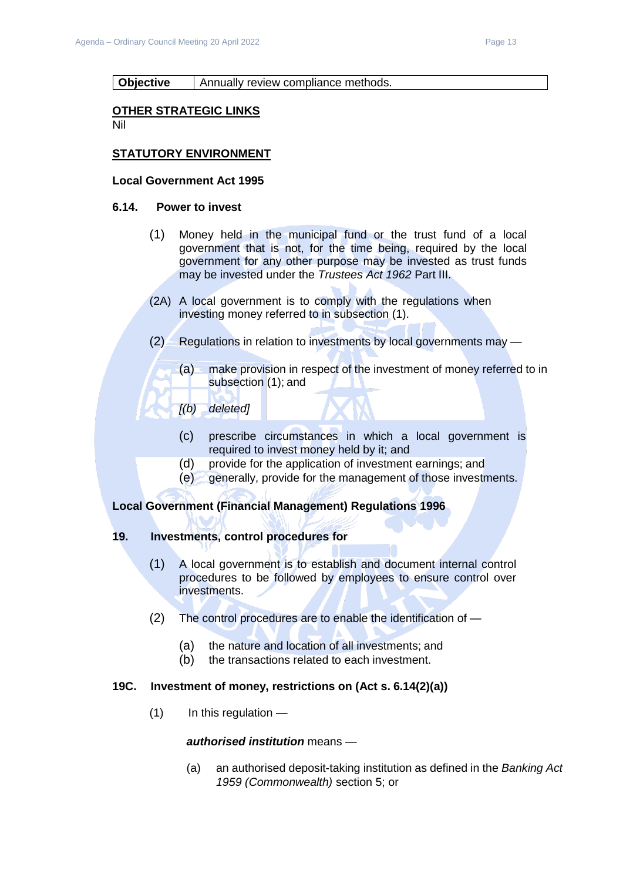| **Objective** | Annually review compliance methods. |
| --- | --- |

**OTHER STRATEGIC LINKS**

Nil

**STATUTORY ENVIRONMENT**

**Local Government Act 1995**

**6.14. Power to invest**

(1) Money held in the municipal fund or the trust fund of a local government that is not, for the time being, required by the local government for any other purpose may be invested as trust funds may be invested under the *Trustees Act 1962* Part III.

(2A) A local government is to comply with the regulations when investing money referred to in subsection (1).

(2) Regulations in relation to investments by local governments may —

(a) make provision in respect of the investment of money referred to in subsection (1); and

*[(b) deleted]*

(c) prescribe circumstances in which a local government is required to invest money held by it; and

(d) provide for the application of investment earnings; and

(e) generally, provide for the management of those investments.

**Local Government (Financial Management) Regulations 1996**

**19. Investments, control procedures for**

(1) A local government is to establish and document internal control procedures to be followed by employees to ensure control over investments.

(2) The control procedures are to enable the identification of —

(a) the nature and location of all investments; and

(b) the transactions related to each investment.

**19C. Investment of money, restrictions on (Act s. 6.14(2)(a))**

(1) In this regulation —

***authorised institution*** means —

(a) an authorised deposit-taking institution as defined in the *Banking Act 1959 (Commonwealth)* section 5; or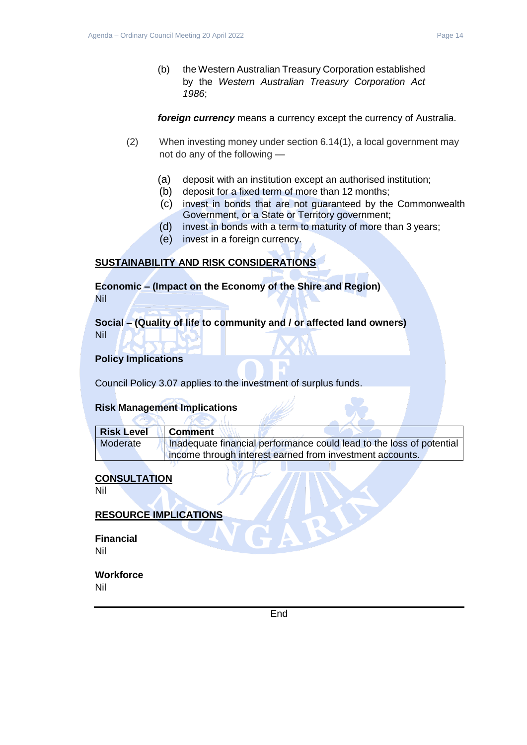(b) the Western Australian Treasury Corporation established by the *Western Australian Treasury Corporation Act 1986*;

***foreign currency*** means a currency except the currency of Australia.

(2) When investing money under section 6.14(1), a local government may not do any of the following —

(a) deposit with an institution except an authorised institution;
(b) deposit for a fixed term of more than 12 months;
(c) invest in bonds that are not guaranteed by the Commonwealth Government, or a State or Territory government;
(d) invest in bonds with a term to maturity of more than 3 years;
(e) invest in a foreign currency.

## SUSTAINABILITY AND RISK CONSIDERATIONS

**Economic – (Impact on the Economy of the Shire and Region)**
Nil

**Social – (Quality of life to community and / or affected land owners)**
Nil

**Policy Implications**

Council Policy 3.07 applies to the investment of surplus funds.

**Risk Management Implications**

| Risk Level | Comment |
| --- | --- |
| Moderate | Inadequate financial performance could lead to the loss of potential income through interest earned from investment accounts. |

## CONSULTATION

Nil

## RESOURCE IMPLICATIONS

**Financial**
Nil

**Workforce**
Nil

End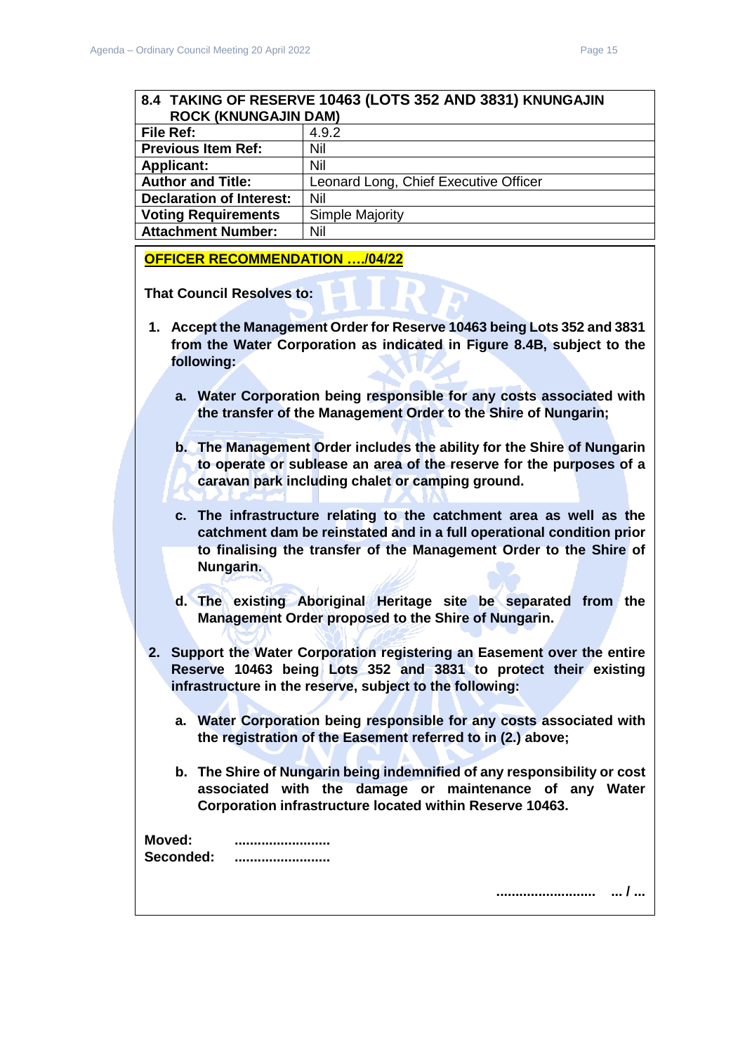| 8.4 TAKING OF RESERVE 10463 (LOTS 352 AND 3831) KNUNGAJIN ROCK (KNUNGAJIN DAM) | |
|---|---|
| **File Ref:** | 4.9.2 |
| **Previous Item Ref:** | Nil |
| **Applicant:** | Nil |
| **Author and Title:** | Leonard Long, Chief Executive Officer |
| **Declaration of Interest:** | Nil |
| **Voting Requirements** | Simple Majority |
| **Attachment Number:** | Nil |

**OFFICER RECOMMENDATION …./04/22**

**That Council Resolves to:**

1. **Accept the Management Order for Reserve 10463 being Lots 352 and 3831 from the Water Corporation as indicated in Figure 8.4B, subject to the following:**

   a. **Water Corporation being responsible for any costs associated with the transfer of the Management Order to the Shire of Nungarin;**

   b. **The Management Order includes the ability for the Shire of Nungarin to operate or sublease an area of the reserve for the purposes of a caravan park including chalet or camping ground.**

   c. **The infrastructure relating to the catchment area as well as the catchment dam be reinstated and in a full operational condition prior to finalising the transfer of the Management Order to the Shire of Nungarin.**

   d. **The existing Aboriginal Heritage site be separated from the Management Order proposed to the Shire of Nungarin.**

2. **Support the Water Corporation registering an Easement over the entire Reserve 10463 being Lots 352 and 3831 to protect their existing infrastructure in the reserve, subject to the following:**

   a. **Water Corporation being responsible for any costs associated with the registration of the Easement referred to in (2.) above;**

   b. **The Shire of Nungarin being indemnified of any responsibility or cost associated with the damage or maintenance of any Water Corporation infrastructure located within Reserve 10463.**

**Moved:** .........................
**Seconded:** .........................

.......................... ... / ...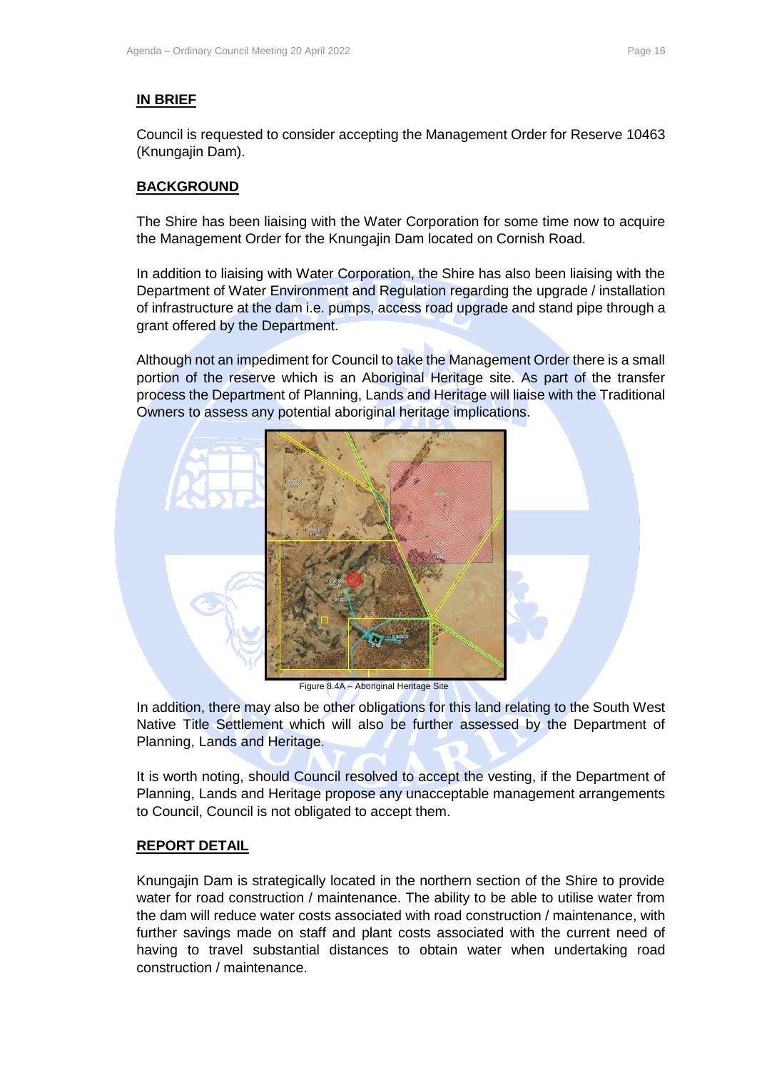## IN BRIEF

Council is requested to consider accepting the Management Order for Reserve 10463 (Knungajin Dam).

## BACKGROUND

The Shire has been liaising with the Water Corporation for some time now to acquire the Management Order for the Knungajin Dam located on Cornish Road.

In addition to liaising with Water Corporation, the Shire has also been liaising with the Department of Water Environment and Regulation regarding the upgrade / installation of infrastructure at the dam i.e. pumps, access road upgrade and stand pipe through a grant offered by the Department.

Although not an impediment for Council to take the Management Order there is a small portion of the reserve which is an Aboriginal Heritage site. As part of the transfer process the Department of Planning, Lands and Heritage will liaise with the Traditional Owners to assess any potential aboriginal heritage implications.

Figure 8.4A – Aboriginal Heritage Site

In addition, there may also be other obligations for this land relating to the South West Native Title Settlement which will also be further assessed by the Department of Planning, Lands and Heritage.

It is worth noting, should Council resolved to accept the vesting, if the Department of Planning, Lands and Heritage propose any unacceptable management arrangements to Council, Council is not obligated to accept them.

## REPORT DETAIL

Knungajin Dam is strategically located in the northern section of the Shire to provide water for road construction / maintenance. The ability to be able to utilise water from the dam will reduce water costs associated with road construction / maintenance, with further savings made on staff and plant costs associated with the current need of having to travel substantial distances to obtain water when undertaking road construction / maintenance.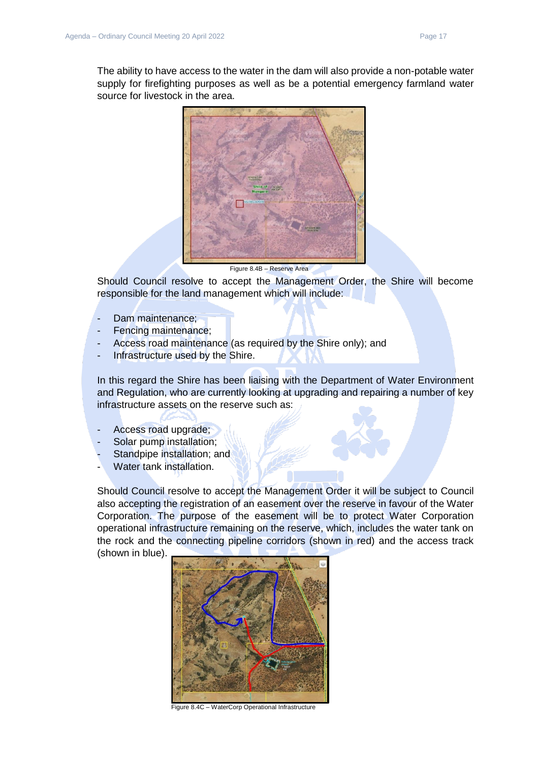The ability to have access to the water in the dam will also provide a non-potable water supply for firefighting purposes as well as be a potential emergency farmland water source for livestock in the area.

Figure 8.4B – Reserve Area

Should Council resolve to accept the Management Order, the Shire will become responsible for the land management which will include:

- Dam maintenance;
- Fencing maintenance;
- Access road maintenance (as required by the Shire only); and
- Infrastructure used by the Shire.

In this regard the Shire has been liaising with the Department of Water Environment and Regulation, who are currently looking at upgrading and repairing a number of key infrastructure assets on the reserve such as:

- Access road upgrade;
- Solar pump installation;
- Standpipe installation; and
- Water tank installation.

Should Council resolve to accept the Management Order it will be subject to Council also accepting the registration of an easement over the reserve in favour of the Water Corporation. The purpose of the easement will be to protect Water Corporation operational infrastructure remaining on the reserve, which, includes the water tank on the rock and the connecting pipeline corridors (shown in red) and the access track (shown in blue).

Figure 8.4C – WaterCorp Operational Infrastructure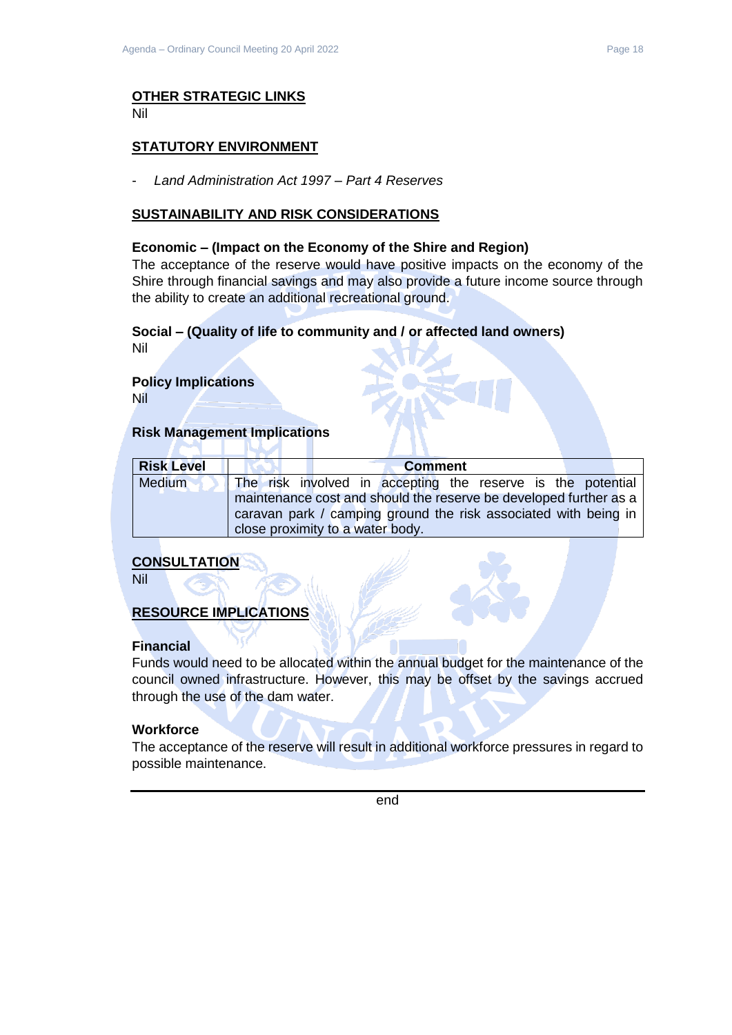## OTHER STRATEGIC LINKS

Nil

## STATUTORY ENVIRONMENT

- *Land Administration Act 1997 – Part 4 Reserves*

## SUSTAINABILITY AND RISK CONSIDERATIONS

### Economic – (Impact on the Economy of the Shire and Region)

The acceptance of the reserve would have positive impacts on the economy of the Shire through financial savings and may also provide a future income source through the ability to create an additional recreational ground.

### Social – (Quality of life to community and / or affected land owners)

Nil

### Policy Implications

Nil

### Risk Management Implications

| Risk Level | Comment |
|---|---|
| Medium | The risk involved in accepting the reserve is the potential maintenance cost and should the reserve be developed further as a caravan park / camping ground the risk associated with being in close proximity to a water body. |

## CONSULTATION

Nil

## RESOURCE IMPLICATIONS

### Financial

Funds would need to be allocated within the annual budget for the maintenance of the council owned infrastructure. However, this may be offset by the savings accrued through the use of the dam water.

### Workforce

The acceptance of the reserve will result in additional workforce pressures in regard to possible maintenance.

---

end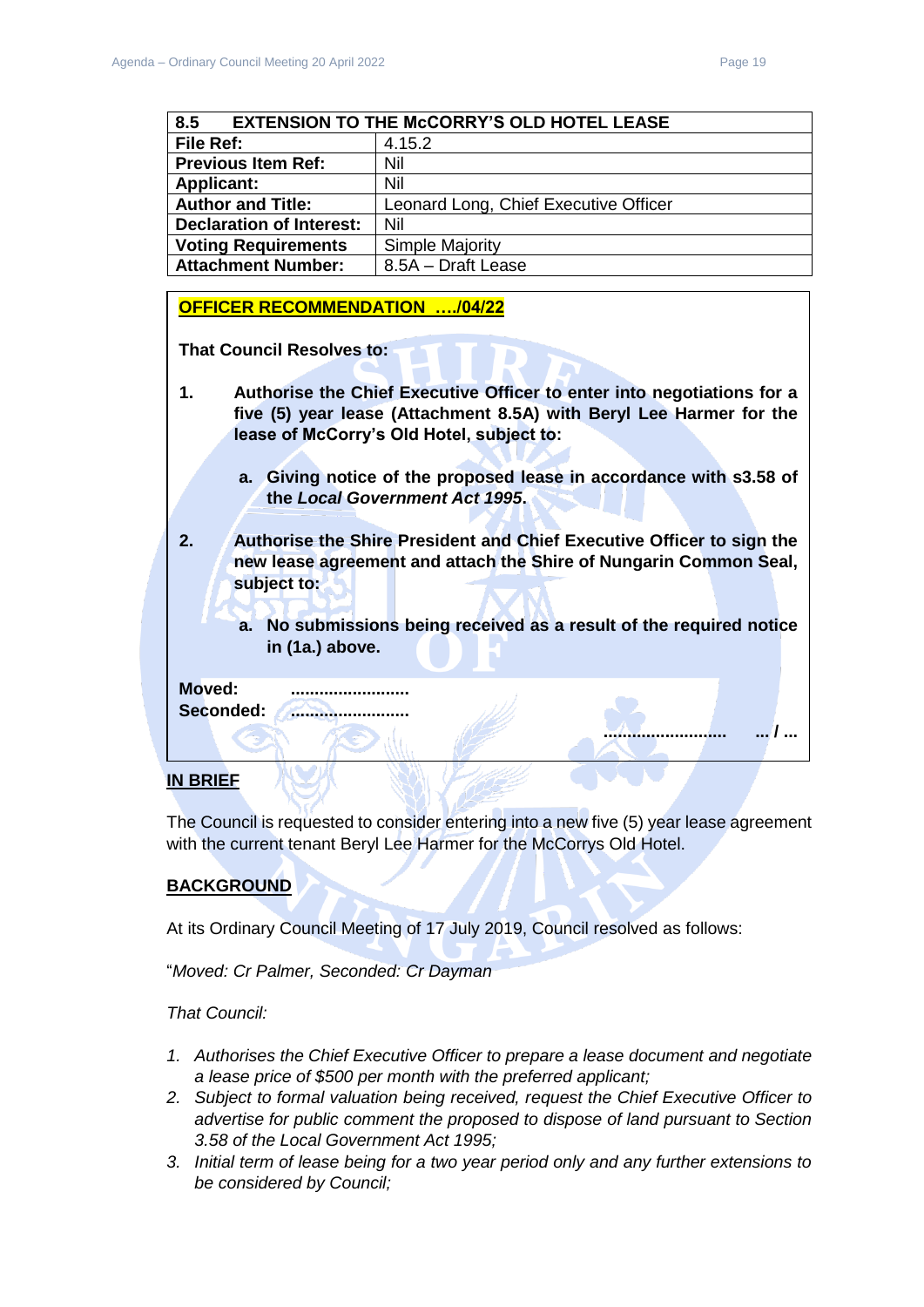| 8.5 EXTENSION TO THE McCORRY'S OLD HOTEL LEASE | |
|---|---|
| **File Ref:** | 4.15.2 |
| **Previous Item Ref:** | Nil |
| **Applicant:** | Nil |
| **Author and Title:** | Leonard Long, Chief Executive Officer |
| **Declaration of Interest:** | Nil |
| **Voting Requirements** | Simple Majority |
| **Attachment Number:** | 8.5A – Draft Lease |

**OFFICER RECOMMENDATION …./04/22**

**That Council Resolves to:**

1. **Authorise the Chief Executive Officer to enter into negotiations for a five (5) year lease (Attachment 8.5A) with Beryl Lee Harmer for the lease of McCorry's Old Hotel, subject to:**

    a. **Giving notice of the proposed lease in accordance with s3.58 of the *Local Government Act 1995*.**

2. **Authorise the Shire President and Chief Executive Officer to sign the new lease agreement and attach the Shire of Nungarin Common Seal, subject to:**

    a. **No submissions being received as a result of the required notice in (1a.) above.**

**Moved:** .........................
**Seconded:** .........................

......................... ... / ...

## IN BRIEF

The Council is requested to consider entering into a new five (5) year lease agreement with the current tenant Beryl Lee Harmer for the McCorrys Old Hotel.

## BACKGROUND

At its Ordinary Council Meeting of 17 July 2019, Council resolved as follows:

"*Moved: Cr Palmer, Seconded: Cr Dayman*

*That Council:*

1. *Authorises the Chief Executive Officer to prepare a lease document and negotiate a lease price of $500 per month with the preferred applicant;*
2. *Subject to formal valuation being received, request the Chief Executive Officer to advertise for public comment the proposed to dispose of land pursuant to Section 3.58 of the Local Government Act 1995;*
3. *Initial term of lease being for a two year period only and any further extensions to be considered by Council;*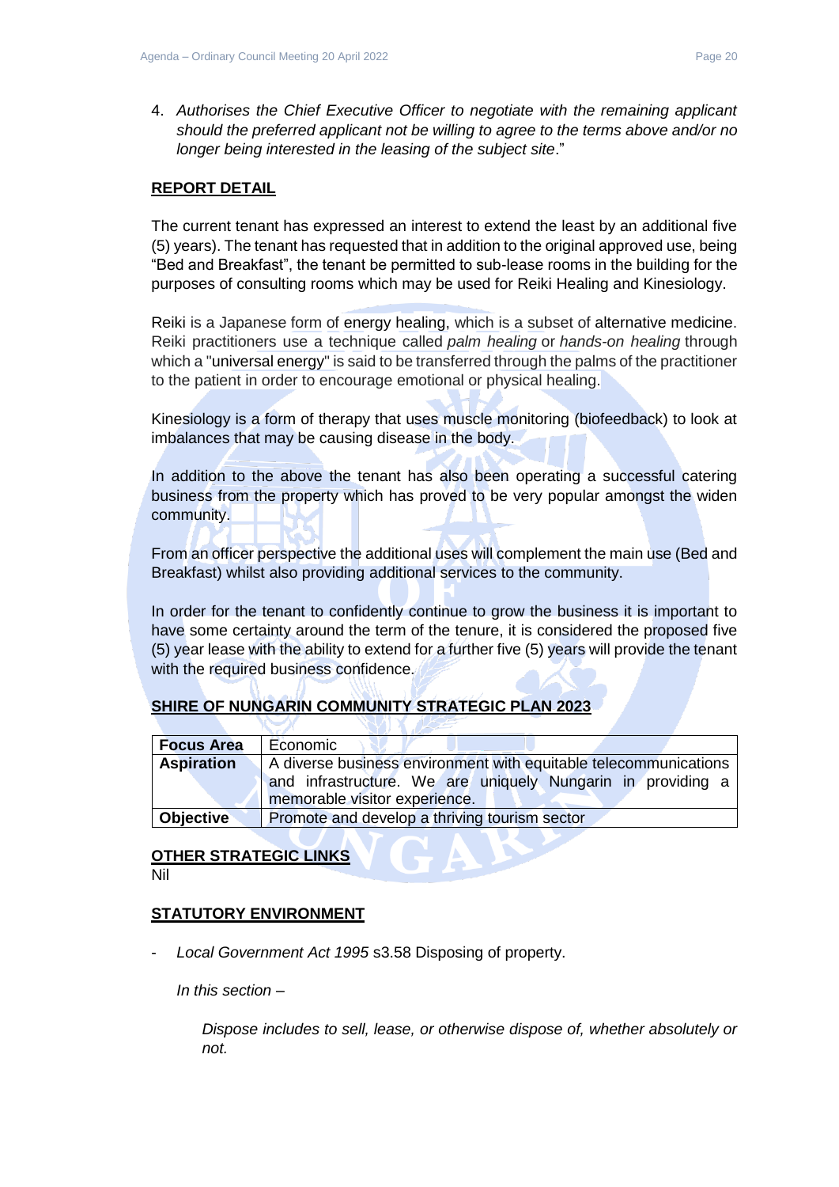4. *Authorises the Chief Executive Officer to negotiate with the remaining applicant should the preferred applicant not be willing to agree to the terms above and/or no longer being interested in the leasing of the subject site*."

**REPORT DETAIL**

The current tenant has expressed an interest to extend the least by an additional five (5) years. The tenant has requested that in addition to the original approved use, being "Bed and Breakfast", the tenant be permitted to sub-lease rooms in the building for the purposes of consulting rooms which may be used for Reiki Healing and Kinesiology.

Reiki is a Japanese form of energy healing, which is a subset of alternative medicine. Reiki practitioners use a technique called *palm healing* or *hands-on healing* through which a "universal energy" is said to be transferred through the palms of the practitioner to the patient in order to encourage emotional or physical healing.

Kinesiology is a form of therapy that uses muscle monitoring (biofeedback) to look at imbalances that may be causing disease in the body.

In addition to the above the tenant has also been operating a successful catering business from the property which has proved to be very popular amongst the widen community.

From an officer perspective the additional uses will complement the main use (Bed and Breakfast) whilst also providing additional services to the community.

In order for the tenant to confidently continue to grow the business it is important to have some certainty around the term of the tenure, it is considered the proposed five (5) year lease with the ability to extend for a further five (5) years will provide the tenant with the required business confidence.

**SHIRE OF NUNGARIN COMMUNITY STRATEGIC PLAN 2023**

| **Focus Area** | Economic |
|---|---|
| **Aspiration** | A diverse business environment with equitable telecommunications and infrastructure. We are uniquely Nungarin in providing a memorable visitor experience. |
| **Objective** | Promote and develop a thriving tourism sector |

**OTHER STRATEGIC LINKS**

Nil

**STATUTORY ENVIRONMENT**

- *Local Government Act 1995* s3.58 Disposing of property.

  *In this section –*

  *Dispose includes to sell, lease, or otherwise dispose of, whether absolutely or not.*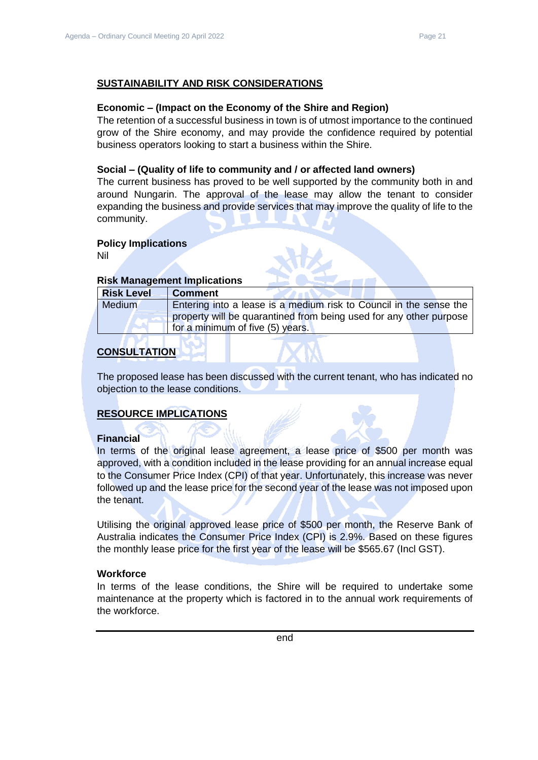## SUSTAINABILITY AND RISK CONSIDERATIONS

**Economic – (Impact on the Economy of the Shire and Region)**
The retention of a successful business in town is of utmost importance to the continued grow of the Shire economy, and may provide the confidence required by potential business operators looking to start a business within the Shire.

**Social – (Quality of life to community and / or affected land owners)**
The current business has proved to be well supported by the community both in and around Nungarin. The approval of the lease may allow the tenant to consider expanding the business and provide services that may improve the quality of life to the community.

**Policy Implications**
Nil

**Risk Management Implications**

| Risk Level | Comment |
|---|---|
| Medium | Entering into a lease is a medium risk to Council in the sense the property will be quarantined from being used for any other purpose for a minimum of five (5) years. |

## CONSULTATION

The proposed lease has been discussed with the current tenant, who has indicated no objection to the lease conditions.

## RESOURCE IMPLICATIONS

**Financial**
In terms of the original lease agreement, a lease price of $500 per month was approved, with a condition included in the lease providing for an annual increase equal to the Consumer Price Index (CPI) of that year. Unfortunately, this increase was never followed up and the lease price for the second year of the lease was not imposed upon the tenant.

Utilising the original approved lease price of $500 per month, the Reserve Bank of Australia indicates the Consumer Price Index (CPI) is 2.9%. Based on these figures the monthly lease price for the first year of the lease will be $565.67 (Incl GST).

**Workforce**
In terms of the lease conditions, the Shire will be required to undertake some maintenance at the property which is factored in to the annual work requirements of the workforce.

---

end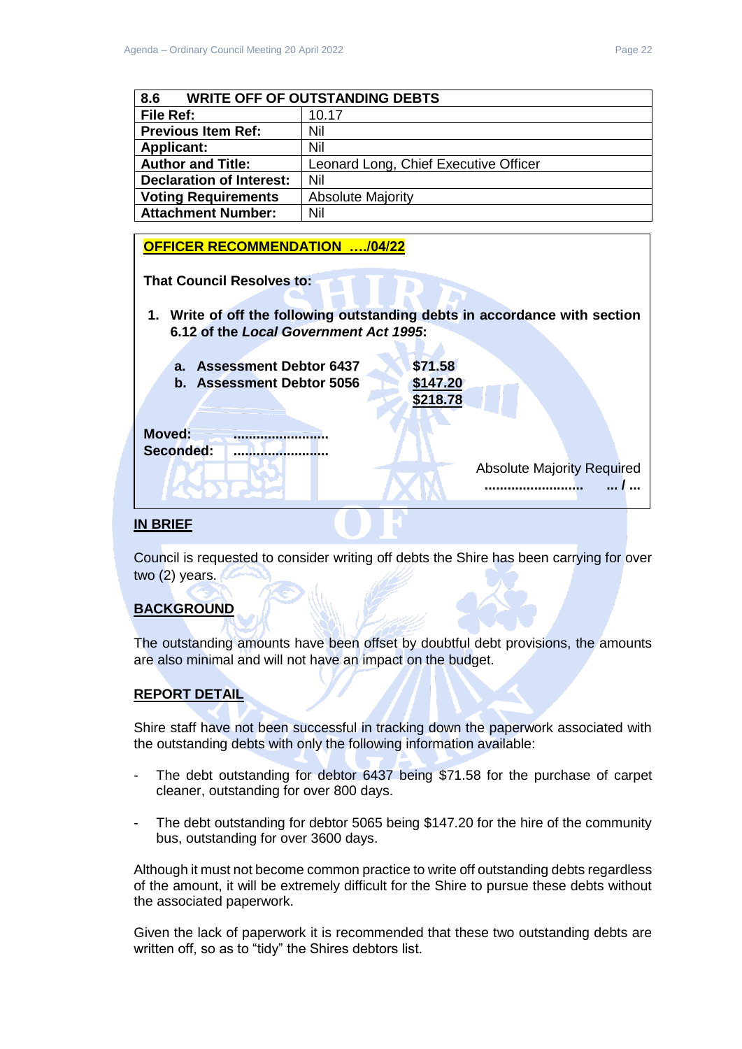| 8.6 WRITE OFF OF OUTSTANDING DEBTS | |
|---|---|
| **File Ref:** | 10.17 |
| **Previous Item Ref:** | Nil |
| **Applicant:** | Nil |
| **Author and Title:** | Leonard Long, Chief Executive Officer |
| **Declaration of Interest:** | Nil |
| **Voting Requirements** | Absolute Majority |
| **Attachment Number:** | Nil |

**OFFICER RECOMMENDATION …./04/22**

**That Council Resolves to:**

1. **Write of off the following outstanding debts in accordance with section 6.12 of the *Local Government Act 1995*:**

   a. **Assessment Debtor 6437** **$71.58**
   b. **Assessment Debtor 5056** **$147.20**
   **$218.78**

**Moved:** ……………………
**Seconded:** ……………………

Absolute Majority Required
…………………… … / …

## IN BRIEF

Council is requested to consider writing off debts the Shire has been carrying for over two (2) years.

## BACKGROUND

The outstanding amounts have been offset by doubtful debt provisions, the amounts are also minimal and will not have an impact on the budget.

## REPORT DETAIL

Shire staff have not been successful in tracking down the paperwork associated with the outstanding debts with only the following information available:

- The debt outstanding for debtor 6437 being $71.58 for the purchase of carpet cleaner, outstanding for over 800 days.
- The debt outstanding for debtor 5065 being $147.20 for the hire of the community bus, outstanding for over 3600 days.

Although it must not become common practice to write off outstanding debts regardless of the amount, it will be extremely difficult for the Shire to pursue these debts without the associated paperwork.

Given the lack of paperwork it is recommended that these two outstanding debts are written off, so as to "tidy" the Shires debtors list.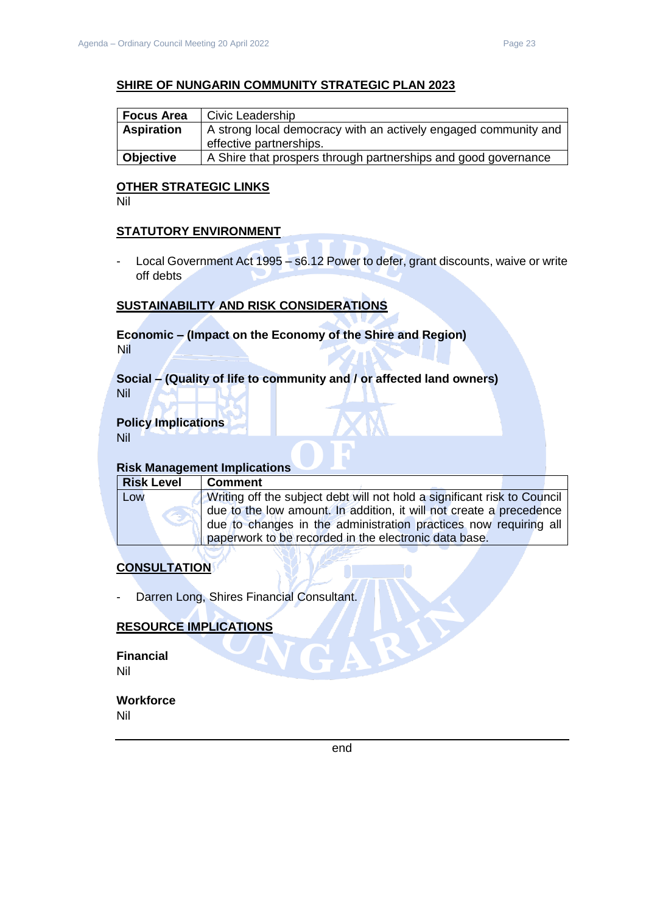## SHIRE OF NUNGARIN COMMUNITY STRATEGIC PLAN 2023

| **Focus Area** | Civic Leadership |
|---|---|
| **Aspiration** | A strong local democracy with an actively engaged community and effective partnerships. |
| **Objective** | A Shire that prospers through partnerships and good governance |

## OTHER STRATEGIC LINKS

Nil

## STATUTORY ENVIRONMENT

- Local Government Act 1995 – s6.12 Power to defer, grant discounts, waive or write off debts

## SUSTAINABILITY AND RISK CONSIDERATIONS

**Economic – (Impact on the Economy of the Shire and Region)**
Nil

**Social – (Quality of life to community and / or affected land owners)**
Nil

**Policy Implications**
Nil

**Risk Management Implications**

| **Risk Level** | **Comment** |
|---|---|
| Low | Writing off the subject debt will not hold a significant risk to Council due to the low amount. In addition, it will not create a precedence due to changes in the administration practices now requiring all paperwork to be recorded in the electronic data base. |

## CONSULTATION

- Darren Long, Shires Financial Consultant.

## RESOURCE IMPLICATIONS

**Financial**
Nil

**Workforce**
Nil

---

end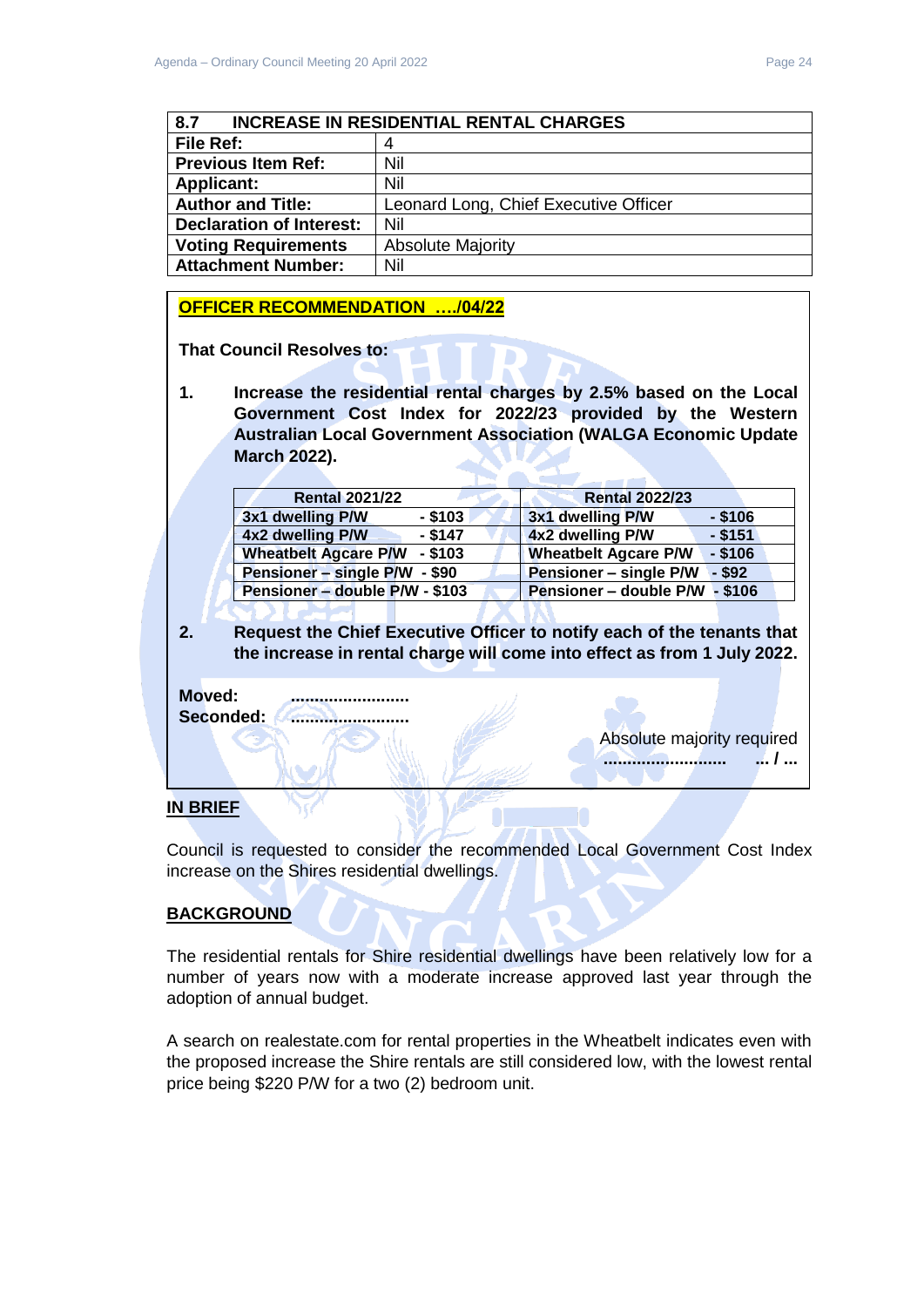| 8.7 | INCREASE IN RESIDENTIAL RENTAL CHARGES |
|---|---|
| **File Ref:** | 4 |
| **Previous Item Ref:** | Nil |
| **Applicant:** | Nil |
| **Author and Title:** | Leonard Long, Chief Executive Officer |
| **Declaration of Interest:** | Nil |
| **Voting Requirements** | Absolute Majority |
| **Attachment Number:** | Nil |

**OFFICER RECOMMENDATION …./04/22**

**That Council Resolves to:**

**1. Increase the residential rental charges by 2.5% based on the Local Government Cost Index for 2022/23 provided by the Western Australian Local Government Association (WALGA Economic Update March 2022).**

| Rental 2021/22 | | Rental 2022/23 | |
|---|---|---|---|
| 3x1 dwelling P/W | - $103 | 3x1 dwelling P/W | - $106 |
| 4x2 dwelling P/W | - $147 | 4x2 dwelling P/W | - $151 |
| Wheatbelt Agcare P/W | - $103 | Wheatbelt Agcare P/W | - $106 |
| Pensioner – single P/W | - $90 | Pensioner – single P/W | - $92 |
| Pensioner – double P/W | - $103 | Pensioner – double P/W | - $106 |

**2. Request the Chief Executive Officer to notify each of the tenants that the increase in rental charge will come into effect as from 1 July 2022.**

**Moved:** ........................
**Seconded:** ........................

Absolute majority required
**.......................... … / …**

## IN BRIEF

Council is requested to consider the recommended Local Government Cost Index increase on the Shires residential dwellings.

## BACKGROUND

The residential rentals for Shire residential dwellings have been relatively low for a number of years now with a moderate increase approved last year through the adoption of annual budget.

A search on realestate.com for rental properties in the Wheatbelt indicates even with the proposed increase the Shire rentals are still considered low, with the lowest rental price being $220 P/W for a two (2) bedroom unit.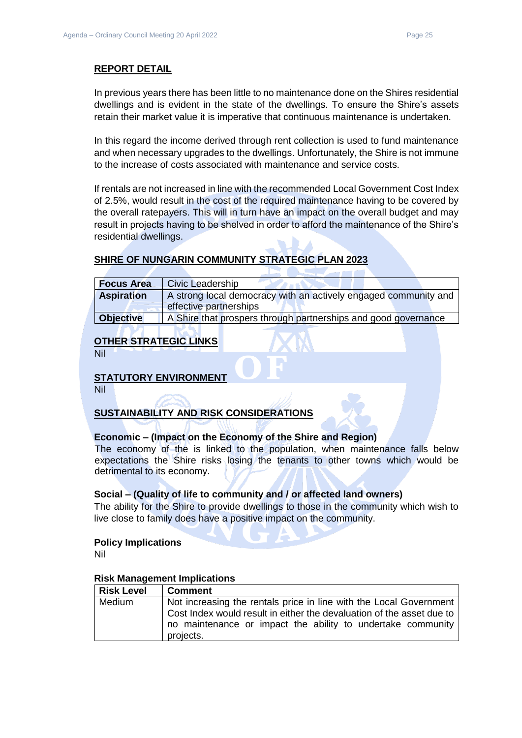## REPORT DETAIL

In previous years there has been little to no maintenance done on the Shires residential dwellings and is evident in the state of the dwellings. To ensure the Shire's assets retain their market value it is imperative that continuous maintenance is undertaken.

In this regard the income derived through rent collection is used to fund maintenance and when necessary upgrades to the dwellings. Unfortunately, the Shire is not immune to the increase of costs associated with maintenance and service costs.

If rentals are not increased in line with the recommended Local Government Cost Index of 2.5%, would result in the cost of the required maintenance having to be covered by the overall ratepayers. This will in turn have an impact on the overall budget and may result in projects having to be shelved in order to afford the maintenance of the Shire's residential dwellings.

## SHIRE OF NUNGARIN COMMUNITY STRATEGIC PLAN 2023

| **Focus Area** | Civic Leadership |
|---|---|
| **Aspiration** | A strong local democracy with an actively engaged community and effective partnerships |
| **Objective** | A Shire that prospers through partnerships and good governance |

## OTHER STRATEGIC LINKS

Nil

## STATUTORY ENVIRONMENT

Nil

## SUSTAINABILITY AND RISK CONSIDERATIONS

### Economic – (Impact on the Economy of the Shire and Region)

The economy of the is linked to the population, when maintenance falls below expectations the Shire risks losing the tenants to other towns which would be detrimental to its economy.

### Social – (Quality of life to community and / or affected land owners)

The ability for the Shire to provide dwellings to those in the community which wish to live close to family does have a positive impact on the community.

### Policy Implications

Nil

### Risk Management Implications

| Risk Level | Comment |
|---|---|
| Medium | Not increasing the rentals price in line with the Local Government Cost Index would result in either the devaluation of the asset due to no maintenance or impact the ability to undertake community projects. |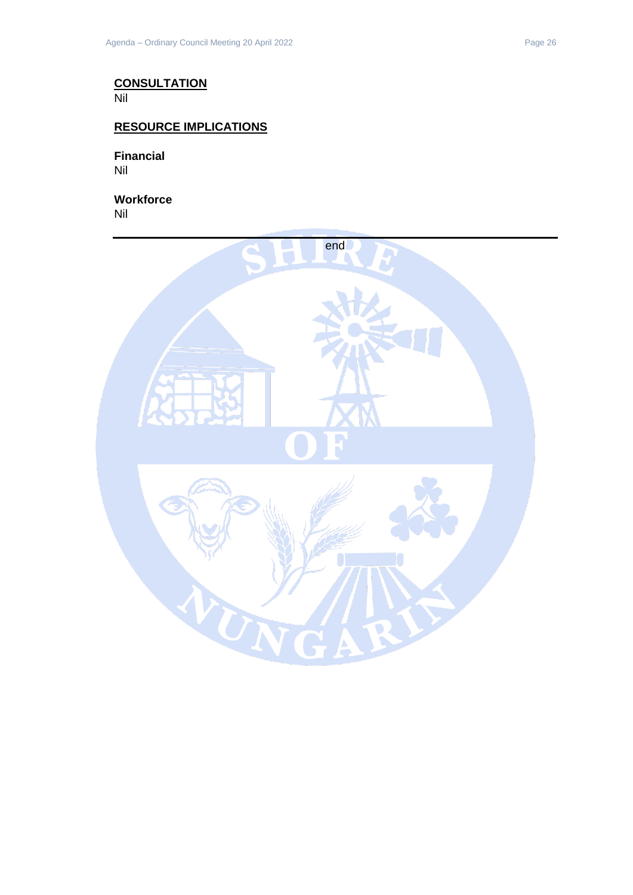**<u>CONSULTATION</u>**
Nil

**<u>RESOURCE IMPLICATIONS</u>**

**Financial**
Nil

**Workforce**
Nil

---

end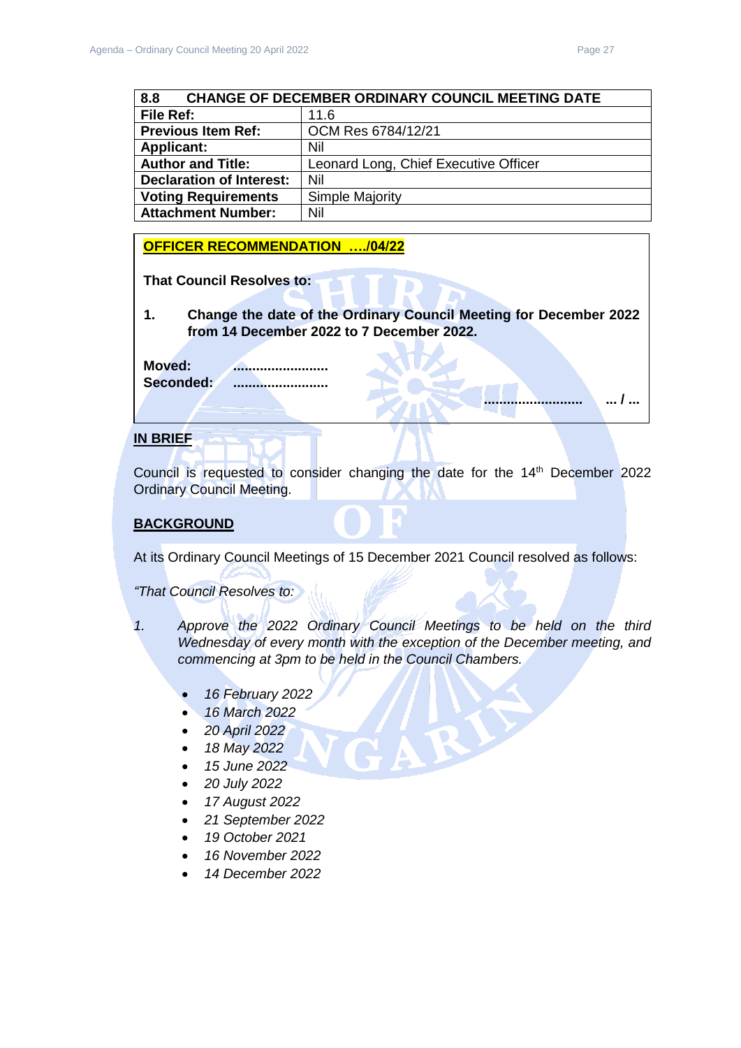| 8.8 CHANGE OF DECEMBER ORDINARY COUNCIL MEETING DATE | |
|---|---|
| **File Ref:** | 11.6 |
| **Previous Item Ref:** | OCM Res 6784/12/21 |
| **Applicant:** | Nil |
| **Author and Title:** | Leonard Long, Chief Executive Officer |
| **Declaration of Interest:** | Nil |
| **Voting Requirements** | Simple Majority |
| **Attachment Number:** | Nil |

**OFFICER RECOMMENDATION …./04/22**

**That Council Resolves to:**

1. **Change the date of the Ordinary Council Meeting for December 2022 from 14 December 2022 to 7 December 2022.**

**Moved:** ........................
**Seconded:** ........................

........................ ... / ...

**IN BRIEF**

Council is requested to consider changing the date for the 14th December 2022 Ordinary Council Meeting.

**BACKGROUND**

At its Ordinary Council Meetings of 15 December 2021 Council resolved as follows:

*"That Council Resolves to:*

1. *Approve the 2022 Ordinary Council Meetings to be held on the third Wednesday of every month with the exception of the December meeting, and commencing at 3pm to be held in the Council Chambers.*

   - *16 February 2022*
   - *16 March 2022*
   - *20 April 2022*
   - *18 May 2022*
   - *15 June 2022*
   - *20 July 2022*
   - *17 August 2022*
   - *21 September 2022*
   - *19 October 2021*
   - *16 November 2022*
   - *14 December 2022*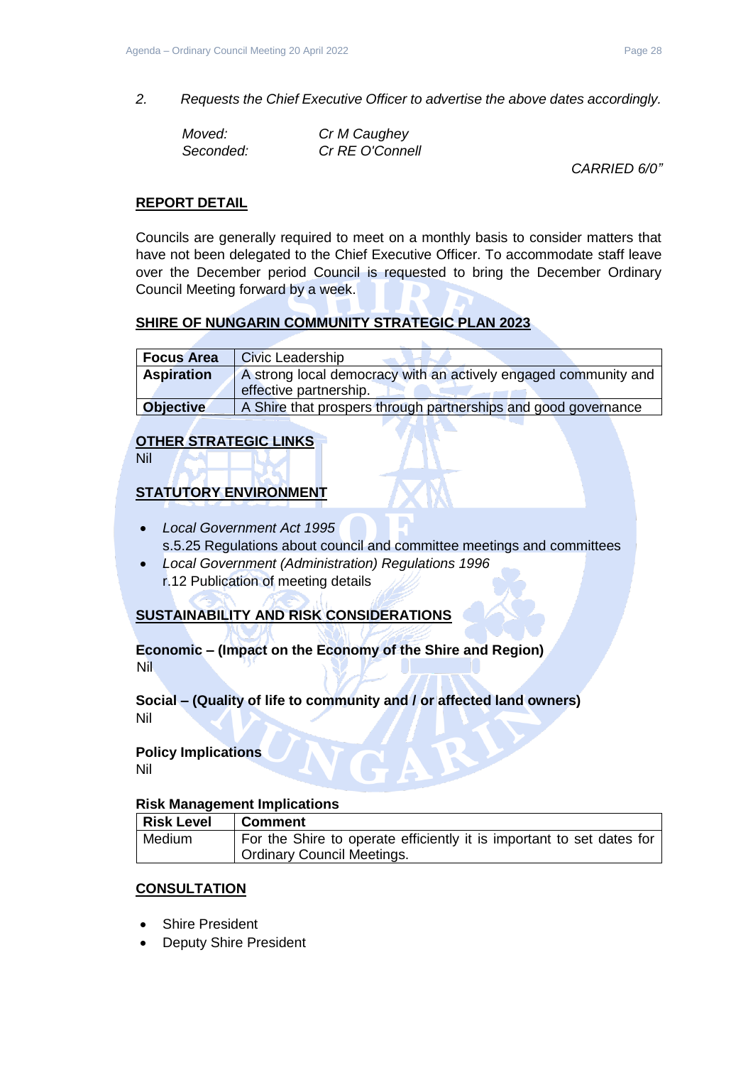2. *Requests the Chief Executive Officer to advertise the above dates accordingly.*

| | |
|---|---|
| *Moved:* | *Cr M Caughey* |
| *Seconded:* | *Cr RE O'Connell* |

*CARRIED 6/0"*

## REPORT DETAIL

Councils are generally required to meet on a monthly basis to consider matters that have not been delegated to the Chief Executive Officer. To accommodate staff leave over the December period Council is requested to bring the December Ordinary Council Meeting forward by a week.

## SHIRE OF NUNGARIN COMMUNITY STRATEGIC PLAN 2023

| | |
|---|---|
| **Focus Area** | Civic Leadership |
| **Aspiration** | A strong local democracy with an actively engaged community and effective partnership. |
| **Objective** | A Shire that prospers through partnerships and good governance |

## OTHER STRATEGIC LINKS

Nil

## STATUTORY ENVIRONMENT

- *Local Government Act 1995*
  s.5.25 Regulations about council and committee meetings and committees
- *Local Government (Administration) Regulations 1996*
  r.12 Publication of meeting details

## SUSTAINABILITY AND RISK CONSIDERATIONS

**Economic – (Impact on the Economy of the Shire and Region)**
Nil

**Social – (Quality of life to community and / or affected land owners)**
Nil

**Policy Implications**
Nil

**Risk Management Implications**

| Risk Level | Comment |
|---|---|
| Medium | For the Shire to operate efficiently it is important to set dates for Ordinary Council Meetings. |

## CONSULTATION

- Shire President
- Deputy Shire President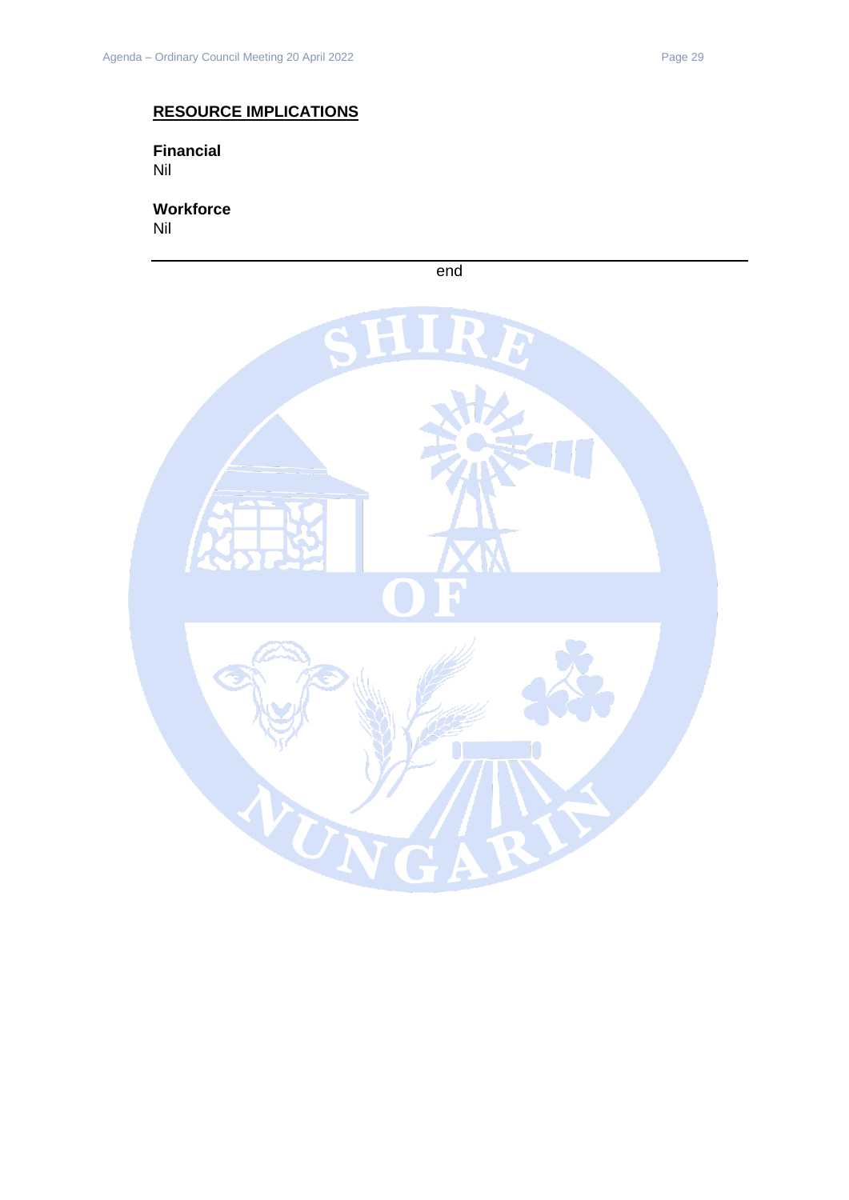## RESOURCE IMPLICATIONS

**Financial**
Nil

**Workforce**
Nil

---

end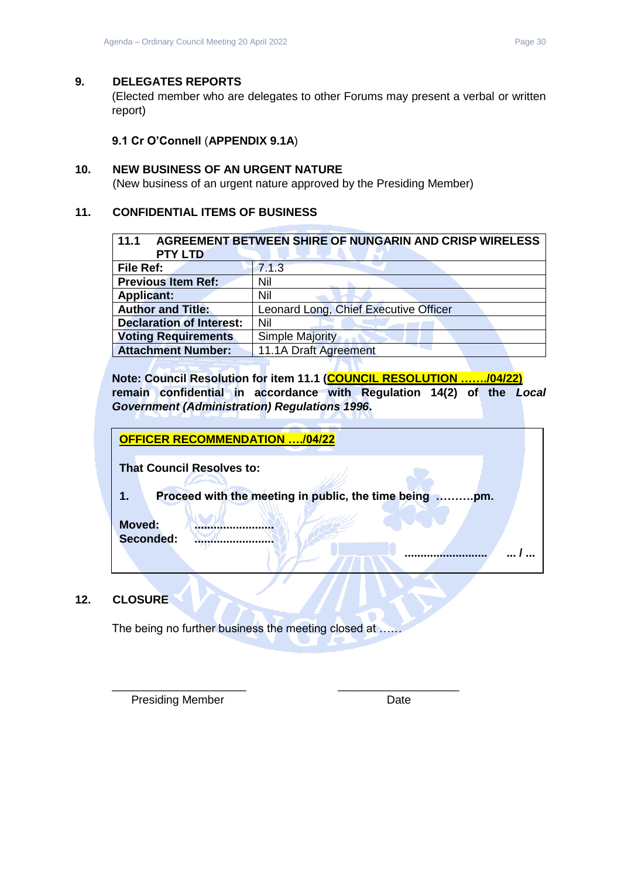## 9. DELEGATES REPORTS

(Elected member who are delegates to other Forums may present a verbal or written report)

**9.1 Cr O'Connell** (**APPENDIX 9.1A**)

## 10. NEW BUSINESS OF AN URGENT NATURE

(New business of an urgent nature approved by the Presiding Member)

## 11. CONFIDENTIAL ITEMS OF BUSINESS

| **11.1 AGREEMENT BETWEEN SHIRE OF NUNGARIN AND CRISP WIRELESS PTY LTD** | |
|---|---|
| **File Ref:** | 7.1.3 |
| **Previous Item Ref:** | Nil |
| **Applicant:** | Nil |
| **Author and Title:** | Leonard Long, Chief Executive Officer |
| **Declaration of Interest:** | Nil |
| **Voting Requirements** | Simple Majority |
| **Attachment Number:** | 11.1A Draft Agreement |

**Note: Council Resolution for item 11.1 (COUNCIL RESOLUTION ……./04/22) remain confidential in accordance with Regulation 14(2) of the *Local Government (Administration) Regulations 1996*.**

**OFFICER RECOMMENDATION …./04/22**

**That Council Resolves to:**

**1. Proceed with the meeting in public, the time being ……….pm.**

**Moved:** ……………………
**Seconded:** ……………………

…………………….. … / …

## 12. CLOSURE

The being no further business the meeting closed at ……

\_\_\_\_\_\_\_\_\_\_\_\_\_\_\_\_\_\_\_\_\_\_ \_\_\_\_\_\_\_\_\_\_\_\_\_\_\_\_\_\_\_\_

Presiding Member Date